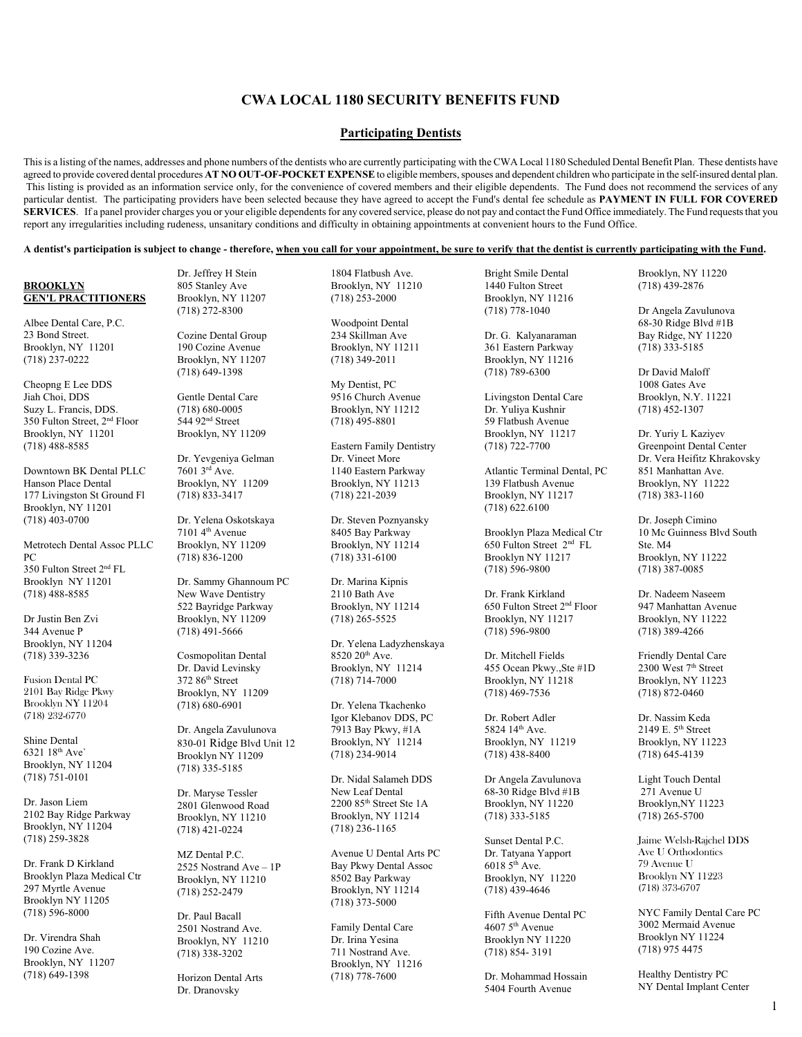# CWA LOCAL 1180 SECURITY BENEFITS FUND

## Participating Dentists

This is a listing of the names, addresses and phone numbers of the dentists who are currently participating with the CWA Local 1180 Scheduled Dental Benefit Plan. These dentists have agreed to provide covered dental procedures **AT NO OUT-OF-POCKET EXPENSE** to eligible members, spouses and dependent children who participate in the self-insured dental plan. This listing is provided as an information service only, for the convenience of covered members and their eligible dependents. The Fund does not recommend the services of any particular dentist. The participating providers have been selected because they have agreed to accept the Fund's dental fee schedule as **PAYMENT IN FULL FOR COVERED SERVICES**. If a panel provider charges you or your eligible dependents for any covered service, please do not pay and contact the Fund Office immediately. The Fund requests that you report any irregularities including rudeness, unsanitary conditions and difficulty in obtaining appointments at convenient hours to the Fund Office.

**A dentist's participation is subject to change - therefore, when you call for your appointment, be sure to verify that the dentist is currently participating with the Fund.**

**BROOKLYN GEN'L PRACTITIONERS**

Albee Dental Care, P.C.
23 Bond Street.
Brooklyn, NY 11201
(718) 237-0222

Cheopng E Lee DDS
Jiah Choi, DDS
Suzy L. Francis, DDS.
350 Fulton Street, 2nd Floor
Brooklyn, NY 11201
(718) 488-8585

Downtown BK Dental PLLC
Hanson Place Dental
177 Livingston St Ground Fl
Brooklyn, NY 11201
(718) 403-0700

Metrotech Dental Assoc PLLC PC
350 Fulton Street 2nd FL
Brooklyn NY 11201
(718) 488-8585

Dr Justin Ben Zvi
344 Avenue P
Brooklyn, NY 11204
(718) 339-3236

Fusion Dental PC
2101 Bay Ridge Pkwy
Brooklyn NY 11204
(718) 232-6770

Shine Dental
6321 18th Ave`
Brooklyn, NY 11204
(718) 751-0101

Dr. Jason Liem
2102 Bay Ridge Parkway
Brooklyn, NY 11204
(718) 259-3828

Dr. Frank D Kirkland
Brooklyn Plaza Medical Ctr
297 Myrtle Avenue
Brooklyn NY 11205
(718) 596-8000

Dr. Virendra Shah
190 Cozine Ave.
Brooklyn, NY 11207
(718) 649-1398

Dr. Jeffrey H Stein
805 Stanley Ave
Brooklyn, NY 11207
(718) 272-8300

Cozine Dental Group
190 Cozine Avenue
Brooklyn, NY 11207
(718) 649-1398

Gentle Dental Care
(718) 680-0005
544 92nd Street
Brooklyn, NY 11209

Dr. Yevgeniya Gelman
7601 3rd Ave.
Brooklyn, NY 11209
(718) 833-3417

Dr. Yelena Oskotskaya
7101 4th Avenue
Brooklyn, NY 11209
(718) 836-1200

Dr. Sammy Ghannoum PC
New Wave Dentistry
522 Bayridge Parkway
Brooklyn, NY 11209
(718) 491-5666

Cosmopolitan Dental
Dr. David Levinsky
372 86th Street
Brooklyn, NY 11209
(718) 680-6901

Dr. Angela Zavulunova
830-01 Ridge Blvd Unit 12
Brooklyn NY 11209
(718) 335-5185

Dr. Maryse Tessler
2801 Glenwood Road
Brooklyn, NY 11210
(718) 421-0224

MZ Dental P.C.
2525 Nostrand Ave – 1P
Brooklyn, NY 11210
(718) 252-2479

Dr. Paul Bacall
2501 Nostrand Ave.
Brooklyn, NY 11210
(718) 338-3202

Horizon Dental Arts
Dr. Dranovsky
1804 Flatbush Ave.
Brooklyn, NY 11210
(718) 253-2000

Woodpoint Dental
234 Skillman Ave
Brooklyn, NY 11211
(718) 349-2011

My Dentist, PC
9516 Church Avenue
Brooklyn, NY 11212
(718) 495-8801

Eastern Family Dentistry
Dr. Vineet More
1140 Eastern Parkway
Brooklyn, NY 11213
(718) 221-2039

Dr. Steven Poznyansky
8405 Bay Parkway
Brooklyn, NY 11214
(718) 331-6100

Dr. Marina Kipnis
2110 Bath Ave
Brooklyn, NY 11214
(718) 265-5525

Dr. Yelena Ladyzhenskaya
8520 20th Ave.
Brooklyn, NY 11214
(718) 714-7000

Dr. Yelena Tkachenko
Igor Klebanov DDS, PC
7913 Bay Pkwy, #1A
Brooklyn, NY 11214
(718) 234-9014

Dr. Nidal Salameh DDS
New Leaf Dental
2200 85th Street Ste 1A
Brooklyn, NY 11214
(718) 236-1165

Avenue U Dental Arts PC
Bay Pkwy Dental Assoc
8502 Bay Parkway
Brooklyn, NY 11214
(718) 373-5000

Family Dental Care
Dr. Irina Yesina
711 Nostrand Ave.
Brooklyn, NY 11216
(718) 778-7600

Bright Smile Dental
1440 Fulton Street
Brooklyn, NY 11216
(718) 778-1040

Dr. G. Kalyanaraman
361 Eastern Parkway
Brooklyn, NY 11216
(718) 789-6300

Livingston Dental Care
Dr. Yuliya Kushnir
59 Flatbush Avenue
Brooklyn, NY 11217
(718) 722-7700

Atlantic Terminal Dental, PC
139 Flatbush Avenue
Brooklyn, NY 11217
(718) 622.6100

Brooklyn Plaza Medical Ctr
650 Fulton Street 2nd FL
Brooklyn NY 11217
(718) 596-9800

Dr. Frank Kirkland
650 Fulton Street 2nd Floor
Brooklyn, NY 11217
(718) 596-9800

Dr. Mitchell Fields
455 Ocean Pkwy.,Ste #1D
Brooklyn, NY 11218
(718) 469-7536

Dr. Robert Adler
5824 14th Ave.
Brooklyn, NY 11219
(718) 438-8400

Dr Angela Zavulunova
68-30 Ridge Blvd #1B
Brooklyn, NY 11220
(718) 333-5185

Sunset Dental P.C.
Dr. Tatyana Yapport
6018 5th Ave.
Brooklyn, NY 11220
(718) 439-4646

Fifth Avenue Dental PC
4607 5th Avenue
Brooklyn NY 11220
(718) 854- 3191

Dr. Mohammad Hossain
5404 Fourth Avenue
Brooklyn, NY 11220
(718) 439-2876

Dr Angela Zavulunova
68-30 Ridge Blvd #1B
Bay Ridge, NY 11220
(718) 333-5185

Dr David Maloff
1008 Gates Ave
Brooklyn, N.Y. 11221
(718) 452-1307

Dr. Yuriy L Kaziyev
Greenpoint Dental Center
Dr. Vera Heifitz Khrakovsky
851 Manhattan Ave.
Brooklyn, NY 11222
(718) 383-1160

Dr. Joseph Cimino
10 Mc Guinness Blvd South
Ste. M4
Brooklyn, NY 11222
(718) 387-0085

Dr. Nadeem Naseem
947 Manhattan Avenue
Brooklyn, NY 11222
(718) 389-4266

Friendly Dental Care
2300 West 7th Street
Brooklyn, NY 11223
(718) 872-0460

Dr. Nassim Keda
2149 E. 5th Street
Brooklyn, NY 11223
(718) 645-4139

Light Touch Dental
271 Avenue U
Brooklyn,NY 11223
(718) 265-5700

Jaime Welsh-Rajchel DDS
Ave U Orthodontics
79 Avenue U
Brooklyn NY 11223
(718) 373-6707

NYC Family Dental Care PC
3002 Mermaid Avenue
Brooklyn NY 11224
(718) 975 4475

Healthy Dentistry PC
NY Dental Implant Center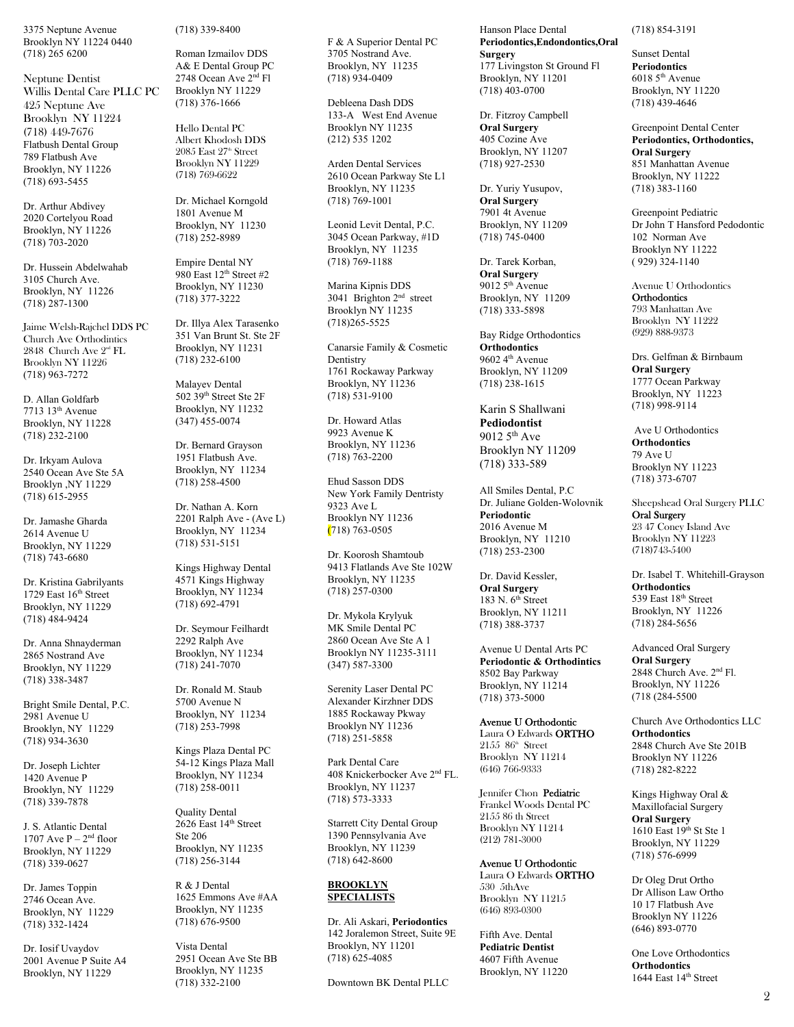3375 Neptune Avenue
Brooklyn NY 11224 0440
(718) 265 6200

Neptune Dentist
Willis Dental Care PLLC PC
425 Neptune Ave
Brooklyn NY 11224
(718) 449-7676

Flatbush Dental Group
789 Flatbush Ave
Brooklyn, NY 11226
(718) 693-5455

Dr. Arthur Abdivey
2020 Cortelyou Road
Brooklyn, NY 11226
(718) 703-2020

Dr. Hussein Abdelwahab
3105 Church Ave.
Brooklyn, NY 11226
(718) 287-1300

Jaime Welsh-Rajchel DDS PC
Church Ave Orthodintics
2848 Church Ave 2nd FL
Brooklyn NY 11226
(718) 963-7272

D. Allan Goldfarb
7713 13th Avenue
Brooklyn, NY 11228
(718) 232-2100

Dr. Irkyam Aulova
2540 Ocean Ave Ste 5A
Brooklyn ,NY 11229
(718) 615-2955

Dr. Jamashe Gharda
2614 Avenue U
Brooklyn, NY 11229
(718) 743-6680

Dr. Kristina Gabrilyants
1729 East 16th Street
Brooklyn, NY 11229
(718) 484-9424

Dr. Anna Shnayderman
2865 Nostrand Ave
Brooklyn, NY 11229
(718) 338-3487

Bright Smile Dental, P.C.
2981 Avenue U
Brooklyn, NY 11229
(718) 934-3630

Dr. Joseph Lichter
1420 Avenue P
Brooklyn, NY 11229
(718) 339-7878

J. S. Atlantic Dental
1707 Ave P – 2nd floor
Brooklyn, NY 11229
(718) 339-0627

Dr. James Toppin
2746 Ocean Ave.
Brooklyn, NY 11229
(718) 332-1424

Dr. Iosif Uvaydov
2001 Avenue P Suite A4
Brooklyn, NY 11229
(718) 339-8400

Roman Izmailov DDS
A& E Dental Group PC
2748 Ocean Ave 2nd Fl
Brooklyn NY 11229
(718) 376-1666

Hello Dental PC
Albert Khodosh DDS
2085 East 27th Street
Brooklyn NY 11229
(718) 769-6622

Dr. Michael Korngold
1801 Avenue M
Brooklyn, NY 11230
(718) 252-8989

Empire Dental NY
980 East 12th Street #2
Brooklyn, NY 11230
(718) 377-3222

Dr. Illya Alex Tarasenko
351 Van Brunt St. Ste 2F
Brooklyn, NY 11231
(718) 232-6100

Malayev Dental
502 39th Street Ste 2F
Brooklyn, NY 11232
(347) 455-0074

Dr. Bernard Grayson
1951 Flatbush Ave.
Brooklyn, NY 11234
(718) 258-4500

Dr. Nathan A. Korn
2201 Ralph Ave - (Ave L)
Brooklyn, NY 11234
(718) 531-5151

Kings Highway Dental
4571 Kings Highway
Brooklyn, NY 11234
(718) 692-4791

Dr. Seymour Feilhardt
2292 Ralph Ave
Brooklyn, NY 11234
(718) 241-7070

Dr. Ronald M. Staub
5700 Avenue N
Brooklyn, NY 11234
(718) 253-7998

Kings Plaza Dental PC
54-12 Kings Plaza Mall
Brooklyn, NY 11234
(718) 258-0011

Quality Dental
2626 East 14th Street
Ste 206
Brooklyn, NY 11235
(718) 256-3144

R & J Dental
1625 Emmons Ave #AA
Brooklyn, NY 11235
(718) 676-9500

Vista Dental
2951 Ocean Ave Ste BB
Brooklyn, NY 11235
(718) 332-2100

F & A Superior Dental PC
3705 Nostrand Ave.
Brooklyn, NY 11235
(718) 934-0409

Debleena Dash DDS
133-A West End Avenue
Brooklyn NY 11235
(212) 535 1202

Arden Dental Services
2610 Ocean Parkway Ste L1
Brooklyn, NY 11235
(718) 769-1001

Leonid Levit Dental, P.C.
3045 Ocean Parkway, #1D
Brooklyn, NY 11235
(718) 769-1188

Marina Kipnis DDS
3041 Brighton 2nd street
Brooklyn NY 11235
(718)265-5525

Canarsie Family & Cosmetic Dentistry
1761 Rockaway Parkway
Brooklyn, NY 11236
(718) 531-9100

Dr. Howard Atlas
9923 Avenue K
Brooklyn, NY 11236
(718) 763-2200

Ehud Sasson DDS
New York Family Dentristy
9323 Ave L
Brooklyn NY 11236
(718) 763-0505

Dr. Koorosh Shamtoub
9413 Flatlands Ave Ste 102W
Brooklyn, NY 11235
(718) 257-0300

Dr. Mykola Krylyuk
MK Smile Dental PC
2860 Ocean Ave Ste A 1
Brooklyn NY 11235-3111
(347) 587-3300

Serenity Laser Dental PC
Alexander Kirzhner DDS
1885 Rockaway Pkway
Brooklyn NY 11236
(718) 251-5858

Park Dental Care
408 Knickerbocker Ave 2nd FL.
Brooklyn, NY 11237
(718) 573-3333

Starrett City Dental Group
1390 Pennsylvania Ave
Brooklyn, NY 11239
(718) 642-8600

**BROOKLYN SPECIALISTS**

Dr. Ali Askari, **Periodontics**
142 Joralemon Street, Suite 9E
Brooklyn, NY 11201
(718) 625-4085

Downtown BK Dental PLLC
Hanson Place Dental
**Periodontics,Endondontics,Oral Surgery**
177 Livingston St Ground Fl
Brooklyn, NY 11201
(718) 403-0700

Dr. Fitzroy Campbell
**Oral Surgery**
405 Cozine Ave
Brooklyn, NY 11207
(718) 927-2530

Dr. Yuriy Yusupov,
**Oral Surgery**
7901 4t Avenue
Brooklyn, NY 11209
(718) 745-0400

Dr. Tarek Korban,
**Oral Surgery**
9012 5th Avenue
Brooklyn, NY 11209
(718) 333-5898

Bay Ridge Orthodontics
**Orthodontics**
9602 4th Avenue
Brooklyn, NY 11209
(718) 238-1615

Karin S Shallwani
**Pediodontist**
9012 5th Ave
Brooklyn NY 11209
(718) 333-589

All Smiles Dental, P.C
Dr. Juliane Golden-Wolovnik
**Periodontic**
2016 Avenue M
Brooklyn, NY 11210
(718) 253-2300

Dr. David Kessler,
**Oral Surgery**
183 N. 6th Street
Brooklyn, NY 11211
(718) 388-3737

Avenue U Dental Arts PC
**Periodontic & Orthodintics**
8502 Bay Parkway
Brooklyn, NY 11214
(718) 373-5000

Avenue U Orthodontic
Laura O Edwards **ORTHO**
2155 86th Street
Brooklyn NY 11214
(646) 766-9333

Jennifer Chon **Pediatric**
Frankel Woods Dental PC
2155 86 th Street
Brooklyn NY 11214
(212) 781-3000

Avenue U Orthodontic
Laura O Edwards **ORTHO**
530 5thAve
Brooklyn NY 11215
(646) 893-0300

Fifth Ave. Dental
**Pediatric Dentist**
4607 Fifth Avenue
Brooklyn, NY 11220
(718) 854-3191

Sunset Dental
**Periodontics**
6018 5th Avenue
Brooklyn, NY 11220
(718) 439-4646

Greenpoint Dental Center
**Periodontics, Orthodontics, Oral Surgery**
851 Manhattan Avenue
Brooklyn, NY 11222
(718) 383-1160

Greenpoint Pediatric
Dr John T Hansford Pedodontic
102 Norman Ave
Brooklyn NY 11222
( 929) 324-1140

Avenue U Orthodontics
**Orthodontics**
793 Manhattan Ave
Brooklyn NY 11222
(929) 888-9373

Drs. Gelfman & Birnbaum
**Oral Surgery**
1777 Ocean Parkway
Brooklyn, NY 11223
(718) 998-9114

Ave U Orthodontics
**Orthodontics**
79 Ave U
Brooklyn NY 11223
(718) 373-6707

Sheepshead Oral Surgery PLLC
**Oral Surgery**
23 47 Coney Island Ave
Brooklyn NY 11223
(718)743-5400

Dr. Isabel T. Whitehill-Grayson
**Orthodontics**
539 East 18th Street
Brooklyn, NY 11226
(718) 284-5656

Advanced Oral Surgery
**Oral Surgery**
2848 Church Ave. 2nd Fl.
Brooklyn, NY 11226
(718 (284-5500

Church Ave Orthodontics LLC
**Orthodontics**
2848 Church Ave Ste 201B
Brooklyn NY 11226
(718) 282-8222

Kings Highway Oral & Maxillofacial Surgery
**Oral Surgery**
1610 East 19th St Ste 1
Brooklyn, NY 11229
(718) 576-6999

Dr Oleg Drut Ortho
Dr Allison Law Ortho
10 17 Flatbush Ave
Brooklyn NY 11226
(646) 893-0770

One Love Orthodontics
**Orthodontics**
1644 East 14th Street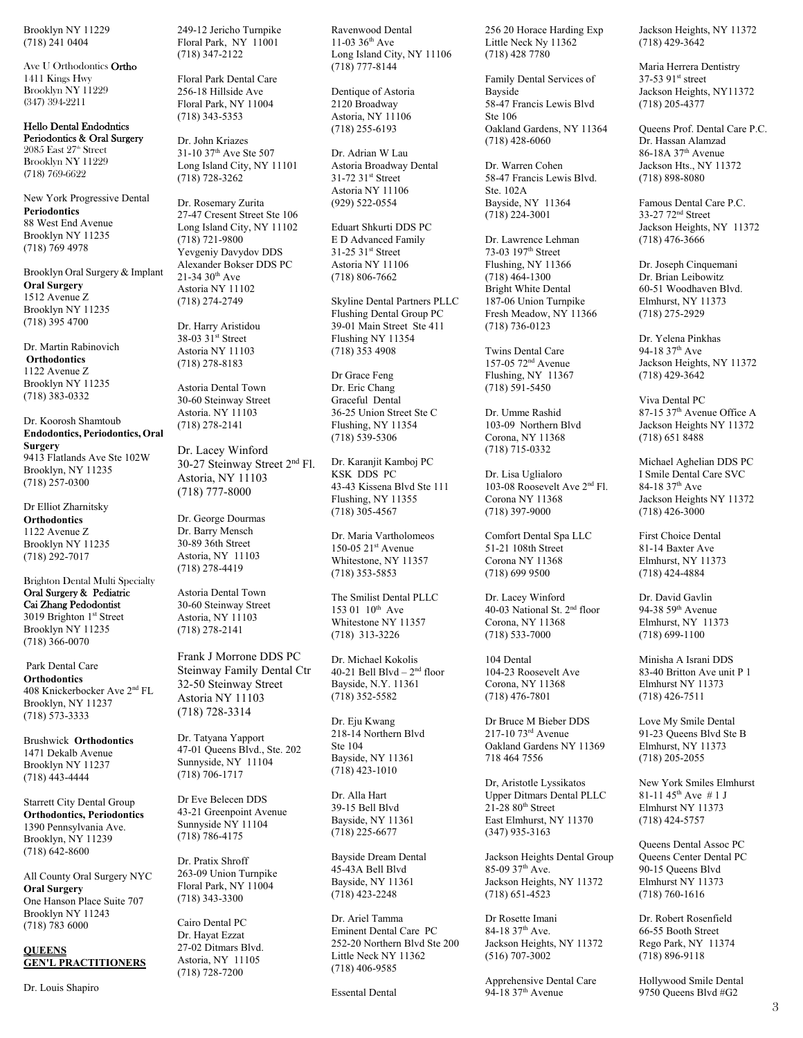Brooklyn NY 11229
(718) 241 0404

Ave U Orthodontics **Ortho**
1411 Kings Hwy
Brooklyn NY 11229
(347) 394-2211

**Hello Dental Endodntics**
**Periodontics & Oral Surgery**
2085 East 27th Street
Brooklyn NY 11229
(718) 769-6622

New York Progressive Dental
**Periodontics**
88 West End Avenue
Brooklyn NY 11235
(718) 769 4978

Brooklyn Oral Surgery & Implant
**Oral Surgery**
1512 Avenue Z
Brooklyn NY 11235
(718) 395 4700

Dr. Martin Rabinovich
**Orthodontics**
1122 Avenue Z
Brooklyn NY 11235
(718) 383-0332

Dr. Koorosh Shamtoub
**Endodontics, Periodontics, Oral Surgery**
9413 Flatlands Ave Ste 102W
Brooklyn, NY 11235
(718) 257-0300

Dr Elliot Zharnitsky
**Orthodontics**
1122 Avenue Z
Brooklyn NY 11235
(718) 292-7017

Brighton Dental Multi Specialty
**Oral Surgery & Pediatric**
**Cai Zhang Pedodontist**
3019 Brighton 1st Street
Brooklyn NY 11235
(718) 366-0070

Park Dental Care
**Orthodontics**
408 Knickerbocker Ave 2nd FL
Brooklyn, NY 11237
(718) 573-3333

Brushwick **Orthodontics**
1471 Dekalb Avenue
Brooklyn NY 11237
(718) 443-4444

Starrett City Dental Group
**Orthodontics, Periodontics**
1390 Pennsylvania Ave.
Brooklyn, NY 11239
(718) 642-8600

All County Oral Surgery NYC
**Oral Surgery**
One Hanson Place Suite 707
Brooklyn NY 11243
(718) 783 6000

## QUEENS GEN'L PRACTITIONERS

Dr. Louis Shapiro
249-12 Jericho Turnpike
Floral Park, NY 11001
(718) 347-2122

Floral Park Dental Care
256-18 Hillside Ave
Floral Park, NY 11004
(718) 343-5353

Dr. John Kriazes
31-10 37th Ave Ste 507
Long Island City, NY 11101
(718) 728-3262

Dr. Rosemary Zurita
27-47 Cresent Street Ste 106
Long Island City, NY 11102
(718) 721-9800
Yevgeniy Davydov DDS
Alexander Bokser DDS PC
21-34 30th Ave
Astoria NY 11102
(718) 274-2749

Dr. Harry Aristidou
38-03 31st Street
Astoria NY 11103
(718) 278-8183

Astoria Dental Town
30-60 Steinway Street
Astoria. NY 11103
(718) 278-2141

Dr. Lacey Winford
30-27 Steinway Street 2nd Fl.
Astoria, NY 11103
(718) 777-8000

Dr. George Dourmas
Dr. Barry Mensch
30-89 36th Street
Astoria, NY 11103
(718) 278-4419

Astoria Dental Town
30-60 Steinway Street
Astoria, NY 11103
(718) 278-2141

Frank J Morrone DDS PC
Steinway Family Dental Ctr
32-50 Steinway Street
Astoria NY 11103
(718) 728-3314

Dr. Tatyana Yapport
47-01 Queens Blvd., Ste. 202
Sunnyside, NY 11104
(718) 706-1717

Dr Eve Belecen DDS
43-21 Greenpoint Avenue
Sunnyside NY 11104
(718) 786-4175

Dr. Pratix Shroff
263-09 Union Turnpike
Floral Park, NY 11004
(718) 343-3300

Cairo Dental PC
Dr. Hayat Ezzat
27-02 Ditmars Blvd.
Astoria, NY 11105
(718) 728-7200

Ravenwood Dental
11-03 36th Ave
Long Island City, NY 11106
(718) 777-8144

Dentique of Astoria
2120 Broadway
Astoria, NY 11106
(718) 255-6193

Dr. Adrian W Lau
Astoria Broadway Dental
31-72 31st Street
Astoria NY 11106
(929) 522-0554

Eduart Shkurti DDS PC
E D Advanced Family
31-25 31st Street
Astoria NY 11106
(718) 806-7662

Skyline Dental Partners PLLC
Flushing Dental Group PC
39-01 Main Street Ste 411
Flushing NY 11354
(718) 353 4908

Dr Grace Feng
Dr. Eric Chang
Graceful Dental
36-25 Union Street Ste C
Flushing, NY 11354
(718) 539-5306

Dr. Karanjit Kamboj PC
KSK DDS PC
43-43 Kissena Blvd Ste 111
Flushing, NY 11355
(718) 305-4567

Dr. Maria Vartholomeos
150-05 21st Avenue
Whitestone, NY 11357
(718) 353-5853

The Smilist Dental PLLC
153 01 10th Ave
Whitestone NY 11357
(718) 313-3226

Dr. Michael Kokolis
40-21 Bell Blvd – 2nd floor
Bayside, N.Y. 11361
(718) 352-5582

Dr. Eju Kwang
218-14 Northern Blvd
Ste 104
Bayside, NY 11361
(718) 423-1010

Dr. Alla Hart
39-15 Bell Blvd
Bayside, NY 11361
(718) 225-6677

Bayside Dream Dental
45-43A Bell Blvd
Bayside, NY 11361
(718) 423-2248

Dr. Ariel Tamma
Eminent Dental Care PC
252-20 Northern Blvd Ste 200
Little Neck NY 11362
(718) 406-9585

Essental Dental
256 20 Horace Harding Exp
Little Neck Ny 11362
(718) 428 7780

Family Dental Services of Bayside
58-47 Francis Lewis Blvd
Ste 106
Oakland Gardens, NY 11364
(718) 428-6060

Dr. Warren Cohen
58-47 Francis Lewis Blvd.
Ste. 102A
Bayside, NY 11364
(718) 224-3001

Dr. Lawrence Lehman
73-03 197th Street
Flushing, NY 11366
(718) 464-1300
Bright White Dental
187-06 Union Turnpike
Fresh Meadow, NY 11366
(718) 736-0123

Twins Dental Care
157-05 72nd Avenue
Flushing, NY 11367
(718) 591-5450

Dr. Umme Rashid
103-09 Northern Blvd
Corona, NY 11368
(718) 715-0332

Dr. Lisa Uglialoro
103-08 Roosevelt Ave 2nd Fl.
Corona NY 11368
(718) 397-9000

Comfort Dental Spa LLC
51-21 108th Street
Corona NY 11368
(718) 699 9500

Dr. Lacey Winford
40-03 National St. 2nd floor
Corona, NY 11368
(718) 533-7000

104 Dental
104-23 Roosevelt Ave
Corona, NY 11368
(718) 476-7801

Dr Bruce M Bieber DDS
217-10 73rd Avenue
Oakland Gardens NY 11369
718 464 7556

Dr, Aristotle Lyssikatos
Upper Ditmars Dental PLLC
21-28 80th Street
East Elmhurst, NY 11370
(347) 935-3163

Jackson Heights Dental Group
85-09 37th Ave.
Jackson Heights, NY 11372
(718) 651-4523

Dr Rosette Imani
84-18 37th Ave.
Jackson Heights, NY 11372
(516) 707-3002

Apprehensive Dental Care
94-18 37th Avenue
Jackson Heights, NY 11372
(718) 429-3642

Maria Herrera Dentistry
37-53 91st street
Jackson Heights, NY11372
(718) 205-4377

Queens Prof. Dental Care P.C.
Dr. Hassan Alamzad
86-18A 37th Avenue
Jackson Hts., NY 11372
(718) 898-8080

Famous Dental Care P.C.
33-27 72nd Street
Jackson Heights, NY 11372
(718) 476-3666

Dr. Joseph Cinquemani
Dr. Brian Leibowitz
60-51 Woodhaven Blvd.
Elmhurst, NY 11373
(718) 275-2929

Dr. Yelena Pinkhas
94-18 37th Ave
Jackson Heights, NY 11372
(718) 429-3642

Viva Dental PC
87-15 37th Avenue Office A
Jackson Heights NY 11372
(718) 651 8488

Michael Aghelian DDS PC
I Smile Dental Care SVC
84-18 37th Ave
Jackson Heights NY 11372
(718) 426-3000

First Choice Dental
81-14 Baxter Ave
Elmhurst, NY 11373
(718) 424-4884

Dr. David Gavlin
94-38 59th Avenue
Elmhurst, NY 11373
(718) 699-1100

Minisha A Israni DDS
83-40 Britton Ave unit P 1
Elmhurst NY 11373
(718) 426-7511

Love My Smile Dental
91-23 Queens Blvd Ste B
Elmhurst, NY 11373
(718) 205-2055

New York Smiles Elmhurst
81-11 45th Ave # 1 J
Elmhurst NY 11373
(718) 424-5757

Queens Dental Assoc PC
Queens Center Dental PC
90-15 Queens Blvd
Elmhurst NY 11373
(718) 760-1616

Dr. Robert Rosenfield
66-55 Booth Street
Rego Park, NY 11374
(718) 896-9118

Hollywood Smile Dental
9750 Queens Blvd #G2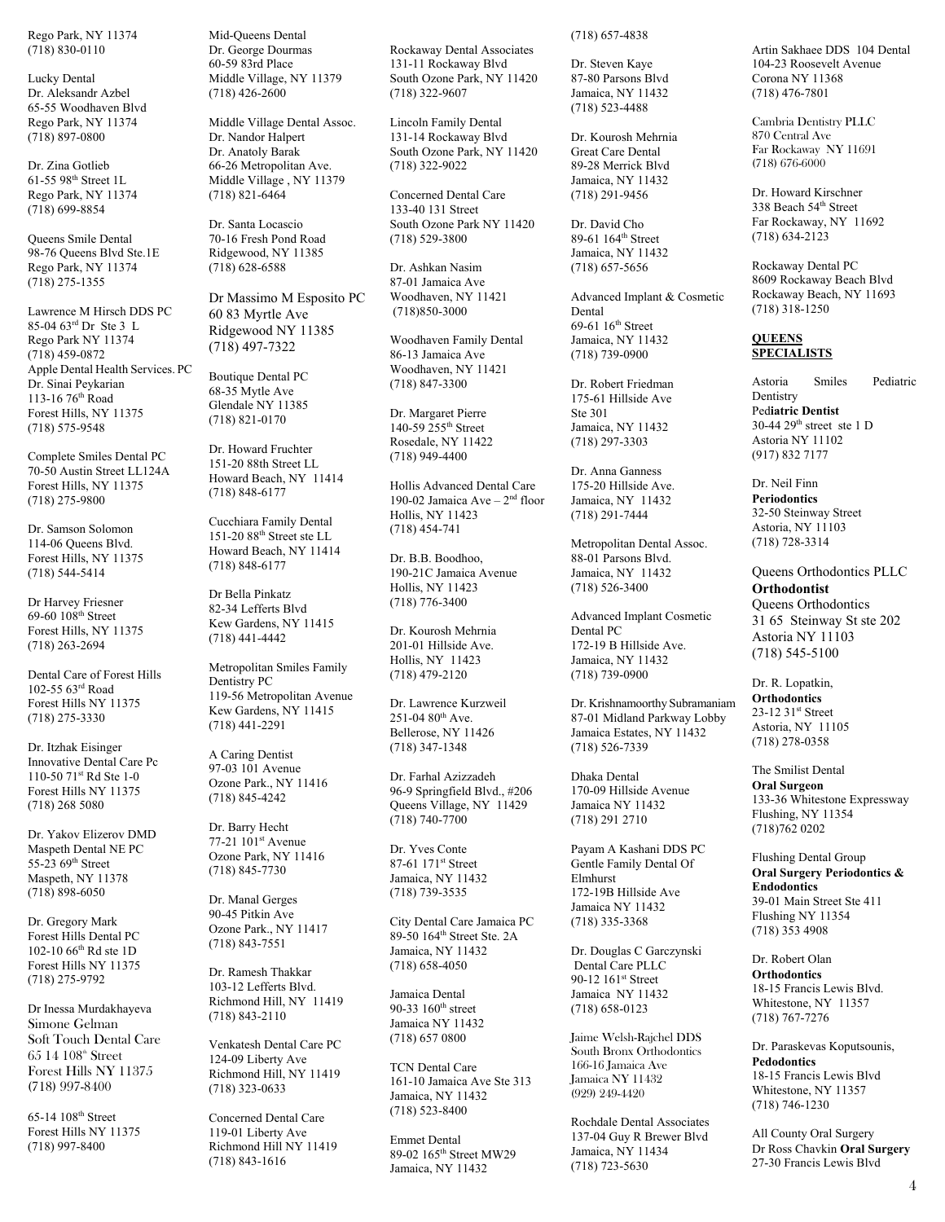Rego Park, NY 11374
(718) 830-0110

Lucky Dental
Dr. Aleksandr Azbel
65-55 Woodhaven Blvd
Rego Park, NY 11374
(718) 897-0800

Dr. Zina Gotlieb
61-55 98th Street 1L
Rego Park, NY 11374
(718) 699-8854

Queens Smile Dental
98-76 Queens Blvd Ste.1E
Rego Park, NY 11374
(718) 275-1355

Lawrence M Hirsch DDS PC
85-04 63rd Dr Ste 3 L
Rego Park NY 11374
(718) 459-0872

Apple Dental Health Services. PC
Dr. Sinai Peykarian
113-16 76th Road
Forest Hills, NY 11375
(718) 575-9548

Complete Smiles Dental PC
70-50 Austin Street LL124A
Forest Hills, NY 11375
(718) 275-9800

Dr. Samson Solomon
114-06 Queens Blvd.
Forest Hills, NY 11375
(718) 544-5414

Dr Harvey Friesner
69-60 108th Street
Forest Hills, NY 11375
(718) 263-2694

Dental Care of Forest Hills
102-55 63rd Road
Forest Hills NY 11375
(718) 275-3330

Dr. Itzhak Eisinger
Innovative Dental Care Pc
110-50 71st Rd Ste 1-0
Forest Hills NY 11375
(718) 268 5080

Dr. Yakov Elizerov DMD
Maspeth Dental NE PC
55-23 69th Street
Maspeth, NY 11378
(718) 898-6050

Dr. Gregory Mark
Forest Hills Dental PC
102-10 66th Rd ste 1D
Forest Hills NY 11375
(718) 275-9792

Dr Inessa Murdakhayeva
Simone Gelman
Soft Touch Dental Care
65 14 108th Street
Forest Hills NY 11375
(718) 997-8400

65-14 108th Street
Forest Hills NY 11375
(718) 997-8400

Mid-Queens Dental
Dr. George Dourmas
60-59 83rd Place
Middle Village, NY 11379
(718) 426-2600

Middle Village Dental Assoc.
Dr. Nandor Halpert
Dr. Anatoly Barak
66-26 Metropolitan Ave.
Middle Village , NY 11379
(718) 821-6464

Dr. Santa Locascio
70-16 Fresh Pond Road
Ridgewood, NY 11385
(718) 628-6588

Dr Massimo M Esposito PC
60 83 Myrtle Ave
Ridgewood NY 11385
(718) 497-7322

Boutique Dental PC
68-35 Mytle Ave
Glendale NY 11385
(718) 821-0170

Dr. Howard Fruchter
151-20 88th Street LL
Howard Beach, NY 11414
(718) 848-6177

Cucchiara Family Dental
151-20 88th Street ste LL
Howard Beach, NY 11414
(718) 848-6177

Dr Bella Pinkatz
82-34 Lefferts Blvd
Kew Gardens, NY 11415
(718) 441-4442

Metropolitan Smiles Family Dentistry PC
119-56 Metropolitan Avenue
Kew Gardens, NY 11415
(718) 441-2291

A Caring Dentist
97-03 101 Avenue
Ozone Park., NY 11416
(718) 845-4242

Dr. Barry Hecht
77-21 101st Avenue
Ozone Park, NY 11416
(718) 845-7730

Dr. Manal Gerges
90-45 Pitkin Ave
Ozone Park., NY 11417
(718) 843-7551

Dr. Ramesh Thakkar
103-12 Lefferts Blvd.
Richmond Hill, NY 11419
(718) 843-2110

Venkatesh Dental Care PC
124-09 Liberty Ave
Richmond Hill, NY 11419
(718) 323-0633

Concerned Dental Care
119-01 Liberty Ave
Richmond Hill NY 11419
(718) 843-1616

Rockaway Dental Associates
131-11 Rockaway Blvd
South Ozone Park, NY 11420
(718) 322-9607

Lincoln Family Dental
131-14 Rockaway Blvd
South Ozone Park, NY 11420
(718) 322-9022

Concerned Dental Care
133-40 131 Street
South Ozone Park NY 11420
(718) 529-3800

Dr. Ashkan Nasim
87-01 Jamaica Ave
Woodhaven, NY 11421
(718)850-3000

Woodhaven Family Dental
86-13 Jamaica Ave
Woodhaven, NY 11421
(718) 847-3300

Dr. Margaret Pierre
140-59 255th Street
Rosedale, NY 11422
(718) 949-4400

Hollis Advanced Dental Care
190-02 Jamaica Ave – 2nd floor
Hollis, NY 11423
(718) 454-741

Dr. B.B. Boodhoo,
190-21C Jamaica Avenue
Hollis, NY 11423
(718) 776-3400

Dr. Kourosh Mehrnia
201-01 Hillside Ave.
Hollis, NY 11423
(718) 479-2120

Dr. Lawrence Kurzweil
251-04 80th Ave.
Bellerose, NY 11426
(718) 347-1348

Dr. Farhal Azizzadeh
96-9 Springfield Blvd., #206
Queens Village, NY 11429
(718) 740-7700

Dr. Yves Conte
87-61 171st Street
Jamaica, NY 11432
(718) 739-3535

City Dental Care Jamaica PC
89-50 164th Street Ste. 2A
Jamaica, NY 11432
(718) 658-4050

Jamaica Dental
90-33 160th street
Jamaica NY 11432
(718) 657 0800

TCN Dental Care
161-10 Jamaica Ave Ste 313
Jamaica, NY 11432
(718) 523-8400

Emmet Dental
89-02 165th Street MW29
Jamaica, NY 11432
(718) 657-4838

Dr. Steven Kaye
87-80 Parsons Blvd
Jamaica, NY 11432
(718) 523-4488

Dr. Kourosh Mehrnia
Great Care Dental
89-28 Merrick Blvd
Jamaica, NY 11432
(718) 291-9456

Dr. David Cho
89-61 164th Street
Jamaica, NY 11432
(718) 657-5656

Advanced Implant & Cosmetic Dental
69-61 16th Street
Jamaica, NY 11432
(718) 739-0900

Dr. Robert Friedman
175-61 Hillside Ave
Ste 301
Jamaica, NY 11432
(718) 297-3303

Dr. Anna Ganness
175-20 Hillside Ave.
Jamaica, NY 11432
(718) 291-7444

Metropolitan Dental Assoc.
88-01 Parsons Blvd.
Jamaica, NY 11432
(718) 526-3400

Advanced Implant Cosmetic Dental PC
172-19 B Hillside Ave.
Jamaica, NY 11432
(718) 739-0900

Dr. Krishnamoorthy Subramaniam
87-01 Midland Parkway Lobby
Jamaica Estates, NY 11432
(718) 526-7339

Dhaka Dental
170-09 Hillside Avenue
Jamaica NY 11432
(718) 291 2710

Payam A Kashani DDS PC
Gentle Family Dental Of Elmhurst
172-19B Hillside Ave
Jamaica NY 11432
(718) 335-3368

Dr. Douglas C Garczynski
Dental Care PLLC
90-12 161st Street
Jamaica NY 11432
(718) 658-0123

Jaime Welsh-Rajchel DDS
South Bronx Orthodontics
166-16 Jamaica Ave
Jamaica NY 11432
(929) 249-4420

Rochdale Dental Associates
137-04 Guy R Brewer Blvd
Jamaica, NY 11434
(718) 723-5630

Artin Sakhaee DDS 104 Dental
104-23 Roosevelt Avenue
Corona NY 11368
(718) 476-7801

Cambria Dentistry PLLC
870 Central Ave
Far Rockaway NY 11691
(718) 676-6000

Dr. Howard Kirschner
338 Beach 54th Street
Far Rockaway, NY 11692
(718) 634-2123

Rockaway Dental PC
8609 Rockaway Beach Blvd
Rockaway Beach, NY 11693
(718) 318-1250

## QUEENS SPECIALISTS

Astoria Smiles Pediatric Dentistry
**Pediatric Dentist**
30-44 29th street ste 1 D
Astoria NY 11102
(917) 832 7177

Dr. Neil Finn
**Periodontics**
32-50 Steinway Street
Astoria, NY 11103
(718) 728-3314

Queens Orthodontics PLLC
**Orthodontist**
Queens Orthodontics
31 65 Steinway St ste 202
Astoria NY 11103
(718) 545-5100

Dr. R. Lopatkin,
**Orthodontics**
23-12 31st Street
Astoria, NY 11105
(718) 278-0358

The Smilist Dental
**Oral Surgeon**
133-36 Whitestone Expressway
Flushing, NY 11354
(718)762 0202

Flushing Dental Group
**Oral Surgery Periodontics & Endodontics**
39-01 Main Street Ste 411
Flushing NY 11354
(718) 353 4908

Dr. Robert Olan
**Orthodontics**
18-15 Francis Lewis Blvd.
Whitestone, NY 11357
(718) 767-7276

Dr. Paraskevas Koputsounis,
**Pedodontics**
18-15 Francis Lewis Blvd
Whitestone, NY 11357
(718) 746-1230

All County Oral Surgery
Dr Ross Chavkin **Oral Surgery**
27-30 Francis Lewis Blvd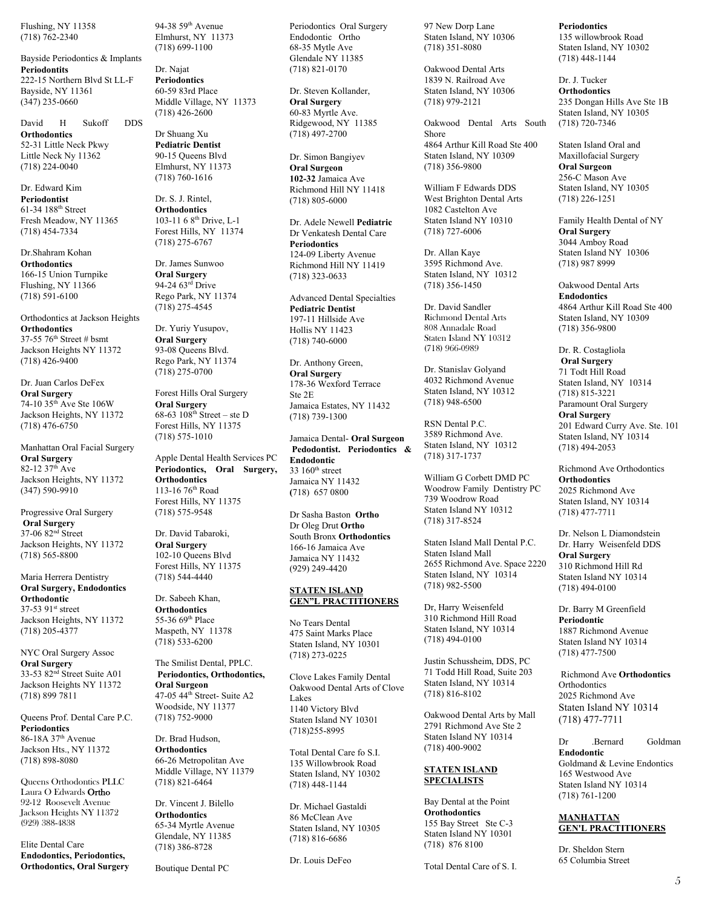Flushing, NY 11358
(718) 762-2340

Bayside Periodontics & Implants
**Periodontits**
222-15 Northern Blvd St LL-F
Bayside, NY 11361
(347) 235-0660

David H Sukoff DDS
**Orthodontics**
52-31 Little Neck Pkwy
Little Neck Ny 11362
(718) 224-0040

Dr. Edward Kim
**Periodontist**
61-34 188th Street
Fresh Meadow, NY 11365
(718) 454-7334

Dr.Shahram Kohan
**Orthodontics**
166-15 Union Turnpike
Flushing, NY 11366
(718) 591-6100

Orthodontics at Jackson Heights
**Orthodontics**
37-55 76th Street # bsmt
Jackson Heights NY 11372
(718) 426-9400

Dr. Juan Carlos DeFex
**Oral Surgery**
74-10 35th Ave Ste 106W
Jackson Heights, NY 11372
(718) 476-6750

Manhattan Oral Facial Surgery
**Oral Surgery**
82-12 37th Ave
Jackson Heights, NY 11372
(347) 590-9910

Progressive Oral Surgery
**Oral Surgery**
37-06 82nd Street
Jackson Heights, NY 11372
(718) 565-8800

Maria Herrera Dentistry
**Oral Surgery, Endodontics**
**Orthodontic**
37-53 91st street
Jackson Heights, NY 11372
(718) 205-4377

NYC Oral Surgery Assoc
**Oral Surgery**
33-53 82nd Street Suite A01
Jackson Heights NY 11372
(718) 899 7811

Queens Prof. Dental Care P.C.
**Periodontics**
86-18A 37th Avenue
Jackson Hts., NY 11372
(718) 898-8080

Queens Orthodontics PLLC
Laura O Edwards **Ortho**
92-12 Roosevelt Avenue
Jackson Heights NY 11372
(929) 388-4838

Elite Dental Care
**Endodontics, Periodontics, Orthodontics, Oral Surgery**
94-38 59th Avenue
Elmhurst, NY 11373
(718) 699-1100

Dr. Najat
**Periodontics**
60-59 83rd Place
Middle Village, NY 11373
(718) 426-2600

Dr Shuang Xu
**Pediatric Dentist**
90-15 Queens Blvd
Elmhurst, NY 11373
(718) 760-1616

Dr. S. J. Rintel,
**Orthodontics**
103-11 6 8th Drive, L-1
Forest Hills, NY 11374
(718) 275-6767

Dr. James Sunwoo
**Oral Surgery**
94-24 63rd Drive
Rego Park, NY 11374
(718) 275-4545

Dr. Yuriy Yusupov,
**Oral Surgery**
93-08 Queens Blvd.
Rego Park, NY 11374
(718) 275-0700

Forest Hills Oral Surgery
**Oral Surgery**
68-63 108th Street – ste D
Forest Hills, NY 11375
(718) 575-1010

Apple Dental Health Services PC
**Periodontics, Oral Surgery, Orthodontics**
113-16 76th Road
Forest Hills, NY 11375
(718) 575-9548

Dr. David Tabaroki,
**Oral Surgery**
102-10 Queens Blvd
Forest Hills, NY 11375
(718) 544-4440

Dr. Sabeeh Khan,
**Orthodontics**
55-36 69th Place
Maspeth, NY 11378
(718) 533-6200

The Smilist Dental, PPLC.
**Periodontics, Orthodontics, Oral Surgeon**
47-05 44th Street- Suite A2
Woodside, NY 11377
(718) 752-9000

Dr. Brad Hudson,
**Orthodontics**
66-26 Metropolitan Ave
Middle Village, NY 11379
(718) 821-6464

Dr. Vincent J. Bilello
**Orthodontics**
65-34 Myrtle Avenue
Glendale, NY 11385
(718) 386-8728

Boutique Dental PC
Periodontics Oral Surgery
Endodontic Ortho
68-35 Mytle Ave
Glendale NY 11385
(718) 821-0170

Dr. Steven Kollander,
**Oral Surgery**
60-83 Myrtle Ave.
Ridgewood, NY 11385
(718) 497-2700

Dr. Simon Bangiyev
**Oral Surgeon**
**102-32** Jamaica Ave
Richmond Hill NY 11418
(718) 805-6000

Dr. Adele Newell **Pediatric**
Dr Venkatesh Dental Care
**Periodontics**
124-09 Liberty Avenue
Richmond Hill NY 11419
(718) 323-0633

Advanced Dental Specialties
**Pediatric Dentist**
197-11 Hillside Ave
Hollis NY 11423
(718) 740-6000

Dr. Anthony Green,
**Oral Surgery**
178-36 Wexford Terrace
Ste 2E
Jamaica Estates, NY 11432
(718) 739-1300

Jamaica Dental- **Oral Surgeon Pedodontist. Periodontics & Endodontic**
33 160th street
Jamaica NY 11432
(718) 657 0800

Dr Sasha Baston **Ortho**
Dr Oleg Drut **Ortho**
South Bronx **Orthodontics**
166-16 Jamaica Ave
Jamaica NY 11432
(929) 249-4420

## STATEN ISLAND GEN"L PRACTITIONERS

No Tears Dental
475 Saint Marks Place
Staten Island, NY 10301
(718) 273-0225

Clove Lakes Family Dental
Oakwood Dental Arts of Clove Lakes
1140 Victory Blvd
Staten Island NY 10301
(718)255-8995

Total Dental Care fo S.I.
135 Willowbrook Road
Staten Island, NY 10302
(718) 448-1144

Dr. Michael Gastaldi
86 McClean Ave
Staten Island, NY 10305
(718) 816-6686

Dr. Louis DeFeo
97 New Dorp Lane
Staten Island, NY 10306
(718) 351-8080

Oakwood Dental Arts
1839 N. Railroad Ave
Staten Island, NY 10306
(718) 979-2121

Oakwood Dental Arts South Shore
4864 Arthur Kill Road Ste 400
Staten Island, NY 10309
(718) 356-9800

William F Edwards DDS
West Brighton Dental Arts
1082 Castelton Ave
Staten Island NY 10310
(718) 727-6006

Dr. Allan Kaye
3595 Richmond Ave.
Staten Island, NY 10312
(718) 356-1450

Dr. David Sandler
Richmond Dental Arts
808 Annadale Road
Staten Island NY 10312
(718) 966-0989

Dr. Stanislav Golyand
4032 Richmond Avenue
Staten Island, NY 10312
(718) 948-6500

RSN Dental P.C.
3589 Richmond Ave.
Staten Island, NY 10312
(718) 317-1737

William G Corbett DMD PC
Woodrow Family Dentistry PC
739 Woodrow Road
Staten Island NY 10312
(718) 317-8524

Staten Island Mall Dental P.C.
Staten Island Mall
2655 Richmond Ave. Space 2220
Staten Island, NY 10314
(718) 982-5500

Dr, Harry Weisenfeld
310 Richmond Hill Road
Staten Island, NY 10314
(718) 494-0100

Justin Schussheim, DDS, PC
71 Todd Hill Road, Suite 203
Staten Island, NY 10314
(718) 816-8102

Oakwood Dental Arts by Mall
2791 Richmond Ave Ste 2
Staten Island NY 10314
(718) 400-9002

## STATEN ISLAND SPECIALISTS

Bay Dental at the Point
**Orothodontics**
155 Bay Street Ste C-3
Staten Island NY 10301
(718) 876 8100

Total Dental Care of S. I.
**Periodontics**
135 willowbrook Road
Staten Island, NY 10302
(718) 448-1144

Dr. J. Tucker
**Orthodontics**
235 Dongan Hills Ave Ste 1B
Staten Island, NY 10305
(718) 720-7346

Staten Island Oral and Maxillofacial Surgery
**Oral Surgeon**
256-C Mason Ave
Staten Island, NY 10305
(718) 226-1251

Family Health Dental of NY
**Oral Surgery**
3044 Amboy Road
Staten Island NY 10306
(718) 987 8999

Oakwood Dental Arts
**Endodontics**
4864 Arthur Kill Road Ste 400
Staten Island, NY 10309
(718) 356-9800

Dr. R. Costagliola
**Oral Surgery**
71 Todt Hill Road
Staten Island, NY 10314
(718) 815-3221
Paramount Oral Surgery
**Oral Surgery**
201 Edward Curry Ave. Ste. 101
Staten Island, NY 10314
(718) 494-2053

Richmond Ave Orthodontics
**Orthodontics**
2025 Richmond Ave
Staten Island, NY 10314
(718) 477-7711

Dr. Nelson L Diamondstein
Dr. Harry Weisenfeld DDS
**Oral Surgery**
310 Richmond Hill Rd
Staten Island NY 10314
(718) 494-0100

Dr. Barry M Greenfield
**Periodontic**
1887 Richmond Avenue
Staten Island NY 10314
(718) 477-7500

Richmond Ave **Orthodontics**
Orthodontics
2025 Richmond Ave
Staten Island NY 10314
(718) 477-7711

Dr .Bernard Goldman
**Endodontic**
Goldmand & Levine Endontics
165 Westwood Ave
Staten Island NY 10314
(718) 761-1200

## MANHATTAN GEN'L PRACTITIONERS

Dr. Sheldon Stern
65 Columbia Street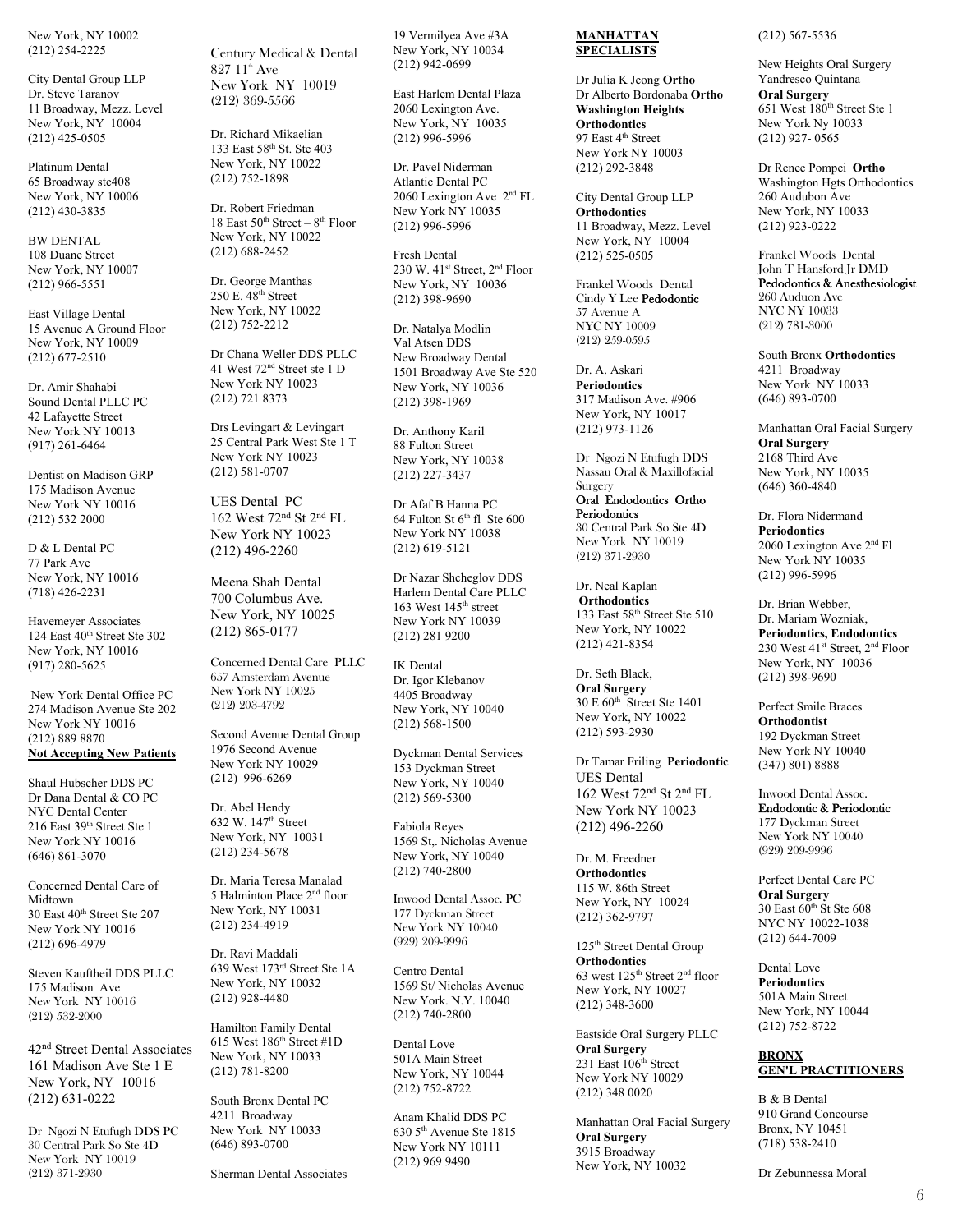New York, NY 10002
(212) 254-2225

City Dental Group LLP
Dr. Steve Taranov
11 Broadway, Mezz. Level
New York, NY 10004
(212) 425-0505

Platinum Dental
65 Broadway ste408
New York, NY 10006
(212) 430-3835

BW DENTAL
108 Duane Street
New York, NY 10007
(212) 966-5551

East Village Dental
15 Avenue A Ground Floor
New York, NY 10009
(212) 677-2510

Dr. Amir Shahabi
Sound Dental PLLC PC
42 Lafayette Street
New York NY 10013
(917) 261-6464

Dentist on Madison GRP
175 Madison Avenue
New York NY 10016
(212) 532 2000

D & L Dental PC
77 Park Ave
New York, NY 10016
(718) 426-2231

Havemeyer Associates
124 East 40th Street Ste 302
New York, NY 10016
(917) 280-5625

New York Dental Office PC
274 Madison Avenue Ste 202
New York NY 10016
(212) 889 8870
**Not Accepting New Patients**

Shaul Hubscher DDS PC
Dr Dana Dental & CO PC
NYC Dental Center
216 East 39th Street Ste 1
New York NY 10016
(646) 861-3070

Concerned Dental Care of Midtown
30 East 40th Street Ste 207
New York NY 10016
(212) 696-4979

Steven Kauftheil DDS PLLC
175 Madison Ave
New York NY 10016
(212) 532-2000

42nd Street Dental Associates
161 Madison Ave Ste 1 E
New York, NY 10016
(212) 631-0222

Dr Ngozi N Etufugh DDS PC
30 Central Park So Ste 4D
New York NY 10019
(212) 371-2930

Century Medical & Dental
827 11th Ave
New York NY 10019
(212) 369-5566

Dr. Richard Mikaelian
133 East 58th St. Ste 403
New York, NY 10022
(212) 752-1898

Dr. Robert Friedman
18 East 50th Street – 8th Floor
New York, NY 10022
(212) 688-2452

Dr. George Manthas
250 E. 48th Street
New York, NY 10022
(212) 752-2212

Dr Chana Weller DDS PLLC
41 West 72nd Street ste 1 D
New York NY 10023
(212) 721 8373

Drs Levingart & Levingart
25 Central Park West Ste 1 T
New York NY 10023
(212) 581-0707

UES Dental PC
162 West 72nd St 2nd FL
New York NY 10023
(212) 496-2260

Meena Shah Dental
700 Columbus Ave.
New York, NY 10025
(212) 865-0177

Concerned Dental Care PLLC
657 Amsterdam Avenue
New York NY 10025
(212) 203-4792

Second Avenue Dental Group
1976 Second Avenue
New York NY 10029
(212) 996-6269

Dr. Abel Hendy
632 W. 147th Street
New York, NY 10031
(212) 234-5678

Dr. Maria Teresa Manalad
5 Halminton Place 2nd floor
New York, NY 10031
(212) 234-4919

Dr. Ravi Maddali
639 West 173rd Street Ste 1A
New York, NY 10032
(212) 928-4480

Hamilton Family Dental
615 West 186th Street #1D
New York, NY 10033
(212) 781-8200

South Bronx Dental PC
4211 Broadway
New York NY 10033
(646) 893-0700

Sherman Dental Associates
19 Vermilyea Ave #3A
New York, NY 10034
(212) 942-0699

East Harlem Dental Plaza
2060 Lexington Ave.
New York, NY 10035
(212) 996-5996

Dr. Pavel Niderman
Atlantic Dental PC
2060 Lexington Ave 2nd FL
New York NY 10035
(212) 996-5996

Fresh Dental
230 W. 41st Street, 2nd Floor
New York, NY 10036
(212) 398-9690

Dr. Natalya Modlin
Val Atsen DDS
New Broadway Dental
1501 Broadway Ave Ste 520
New York, NY 10036
(212) 398-1969

Dr. Anthony Karil
88 Fulton Street
New York, NY 10038
(212) 227-3437

Dr Afaf B Hanna PC
64 Fulton St 6th fl Ste 600
New York NY 10038
(212) 619-5121

Dr Nazar Shcheglov DDS
Harlem Dental Care PLLC
163 West 145th street
New York NY 10039
(212) 281 9200

IK Dental
Dr. Igor Klebanov
4405 Broadway
New York, NY 10040
(212) 568-1500

Dyckman Dental Services
153 Dyckman Street
New York, NY 10040
(212) 569-5300

Fabiola Reyes
1569 St,. Nicholas Avenue
New York, NY 10040
(212) 740-2800

Inwood Dental Assoc. PC
177 Dyckman Street
New York NY 10040
(929) 209-9996

Centro Dental
1569 St/ Nicholas Avenue
New York. N.Y. 10040
(212) 740-2800

Dental Love
501A Main Street
New York, NY 10044
(212) 752-8722

Anam Khalid DDS PC
630 5th Avenue Ste 1815
New York NY 10111
(212) 969 9490

## MANHATTAN SPECIALISTS

Dr Julia K Jeong **Ortho**
Dr Alberto Bordonaba **Ortho**
**Washington Heights Orthodontics**
97 East 4th Street
New York NY 10003
(212) 292-3848

City Dental Group LLP
**Orthodontics**
11 Broadway, Mezz. Level
New York, NY 10004
(212) 525-0505

Frankel Woods Dental
Cindy Y Lee **Pedodontic**
57 Avenue A
NYC NY 10009
(212) 259-0595

Dr. A. Askari
**Periodontics**
317 Madison Ave. #906
New York, NY 10017
(212) 973-1126

Dr Ngozi N Etufugh DDS
Nassau Oral & Maxillofacial Surgery
**Oral Endodontics Ortho Periodontics**
30 Central Park So Ste 4D
New York NY 10019
(212) 371-2930

Dr. Neal Kaplan
**Orthodontics**
133 East 58th Street Ste 510
New York, NY 10022
(212) 421-8354

Dr. Seth Black,
**Oral Surgery**
30 E 60th Street Ste 1401
New York, NY 10022
(212) 593-2930

Dr Tamar Friling **Periodontic**
UES Dental
162 West 72nd St 2nd FL
New York NY 10023
(212) 496-2260

Dr. M. Freedner
**Orthodontics**
115 W. 86th Street
New York, NY 10024
(212) 362-9797

125th Street Dental Group
**Orthodontics**
63 west 125th Street 2nd floor
New York, NY 10027
(212) 348-3600

Eastside Oral Surgery PLLC
**Oral Surgery**
231 East 106th Street
New York NY 10029
(212) 348 0020

Manhattan Oral Facial Surgery
**Oral Surgery**
3915 Broadway
New York, NY 10032
(212) 567-5536

New Heights Oral Surgery
Yandresco Quintana
**Oral Surgery**
651 West 180th Street Ste 1
New York Ny 10033
(212) 927- 0565

Dr Renee Pompei **Ortho**
Washington Hgts Orthodontics
260 Audubon Ave
New York, NY 10033
(212) 923-0222

Frankel Woods Dental
John T Hansford Jr DMD
**Pedodontics & Anesthesiologist**
260 Auduon Ave
NYC NY 10033
(212) 781-3000

South Bronx **Orthodontics**
4211 Broadway
New York NY 10033
(646) 893-0700

Manhattan Oral Facial Surgery
**Oral Surgery**
2168 Third Ave
New York, NY 10035
(646) 360-4840

Dr. Flora Nidermand
**Periodontics**
2060 Lexington Ave 2nd Fl
New York NY 10035
(212) 996-5996

Dr. Brian Webber,
Dr. Mariam Wozniak,
**Periodontics, Endodontics**
230 West 41st Street, 2nd Floor
New York, NY 10036
(212) 398-9690

Perfect Smile Braces
**Orthodontist**
192 Dyckman Street
New York NY 10040
(347) 801) 8888

Inwood Dental Assoc.
**Endodontic & Periodontic**
177 Dyckman Street
New York NY 10040
(929) 209-9996

Perfect Dental Care PC
**Oral Surgery**
30 East 60th St Ste 608
NYC NY 10022-1038
(212) 644-7009

Dental Love
**Periodontics**
501A Main Street
New York, NY 10044
(212) 752-8722

## BRONX GEN'L PRACTITIONERS

B & B Dental
910 Grand Concourse
Bronx, NY 10451
(718) 538-2410

Dr Zebunnessa Moral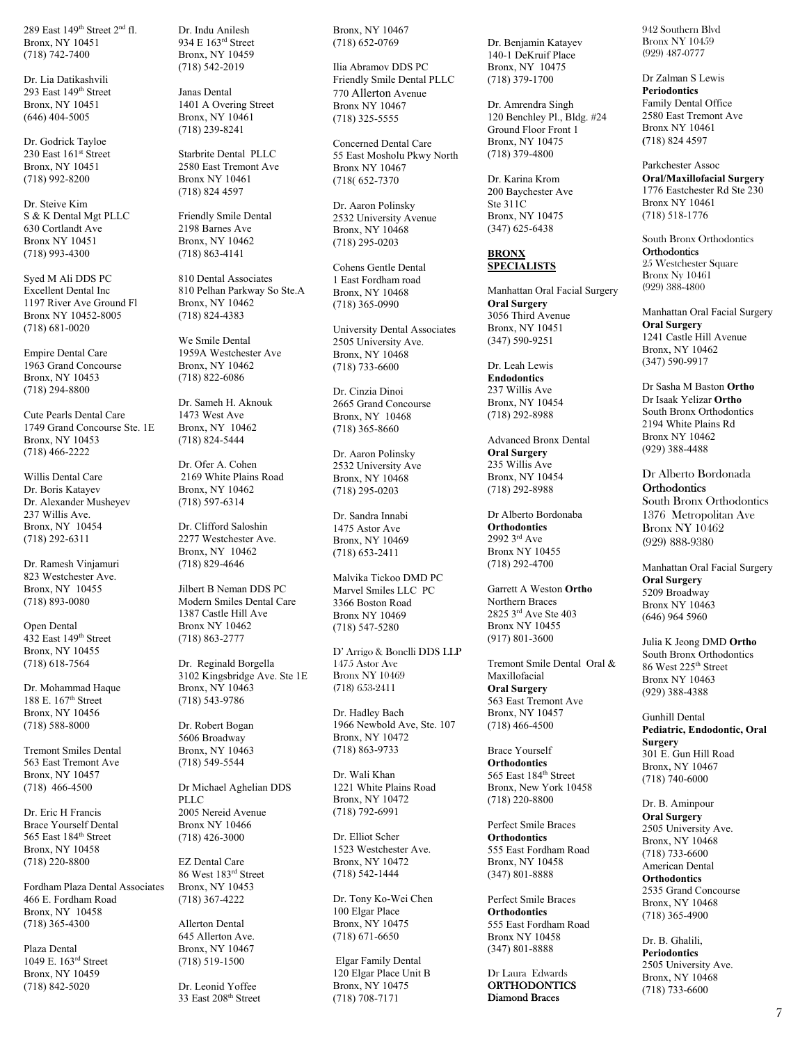289 East 149th Street 2nd fl.
Bronx, NY 10451
(718) 742-7400

Dr. Lia Datikashvili
293 East 149th Street
Bronx, NY 10451
(646) 404-5005

Dr. Godrick Tayloe
230 East 161st Street
Bronx, NY 10451
(718) 992-8200

Dr. Steive Kim
S & K Dental Mgt PLLC
630 Cortlandt Ave
Bronx NY 10451
(718) 993-4300

Syed M Ali DDS PC
Excellent Dental Inc
1197 River Ave Ground Fl
Bronx NY 10452-8005
(718) 681-0020

Empire Dental Care
1963 Grand Concourse
Bronx, NY 10453
(718) 294-8800

Cute Pearls Dental Care
1749 Grand Concourse Ste. 1E
Bronx, NY 10453
(718) 466-2222

Willis Dental Care
Dr. Boris Katayev
Dr. Alexander Musheyev
237 Willis Ave.
Bronx, NY 10454
(718) 292-6311

Dr. Ramesh Vinjamuri
823 Westchester Ave.
Bronx, NY 10455
(718) 893-0080

Open Dental
432 East 149th Street
Bronx, NY 10455
(718) 618-7564

Dr. Mohammad Haque
188 E. 167th Street
Bronx, NY 10456
(718) 588-8000

Tremont Smiles Dental
563 East Tremont Ave
Bronx, NY 10457
(718) 466-4500

Dr. Eric H Francis
Brace Yourself Dental
565 East 184th Street
Bronx, NY 10458
(718) 220-8800

Fordham Plaza Dental Associates
466 E. Fordham Road
Bronx, NY 10458
(718) 365-4300

Plaza Dental
1049 E. 163rd Street
Bronx, NY 10459
(718) 842-5020

Dr. Indu Anilesh
934 E 163rd Street
Bronx, NY 10459
(718) 542-2019

Janas Dental
1401 A Overing Street
Bronx, NY 10461
(718) 239-8241

Starbrite Dental PLLC
2580 East Tremont Ave
Bronx NY 10461
(718) 824 4597

Friendly Smile Dental
2198 Barnes Ave
Bronx, NY 10462
(718) 863-4141

810 Dental Associates
810 Pelhan Parkway So Ste.A
Bronx, NY 10462
(718) 824-4383

We Smile Dental
1959A Westchester Ave
Bronx, NY 10462
(718) 822-6086

Dr. Sameh H. Aknouk
1473 West Ave
Bronx, NY 10462
(718) 824-5444

Dr. Ofer A. Cohen
2169 White Plains Road
Bronx, NY 10462
(718) 597-6314

Dr. Clifford Saloshin
2277 Westchester Ave.
Bronx, NY 10462
(718) 829-4646

Jilbert B Neman DDS PC
Modern Smiles Dental Care
1387 Castle Hill Ave
Bronx NY 10462
(718) 863-2777

Dr. Reginald Borgella
3102 Kingsbridge Ave. Ste 1E
Bronx, NY 10463
(718) 543-9786

Dr. Robert Bogan
5606 Broadway
Bronx, NY 10463
(718) 549-5544

Dr Michael Aghelian DDS PLLC
2005 Nereid Avenue
Bronx NY 10466
(718) 426-3000

EZ Dental Care
86 West 183rd Street
Bronx, NY 10453
(718) 367-4222

Allerton Dental
645 Allerton Ave.
Bronx, NY 10467
(718) 519-1500

Dr. Leonid Yoffee
33 East 208th Street
Bronx, NY 10467
(718) 652-0769

Ilia Abramov DDS PC
Friendly Smile Dental PLLC
770 Allerton Avenue
Bronx NY 10467
(718) 325-5555

Concerned Dental Care
55 East Mosholu Pkwy North
Bronx NY 10467
(718( 652-7370

Dr. Aaron Polinsky
2532 University Avenue
Bronx, NY 10468
(718) 295-0203

Cohens Gentle Dental
1 East Fordham road
Bronx, NY 10468
(718) 365-0990

University Dental Associates
2505 University Ave.
Bronx, NY 10468
(718) 733-6600

Dr. Cinzia Dinoi
2665 Grand Concourse
Bronx, NY 10468
(718) 365-8660

Dr. Aaron Polinsky
2532 University Ave
Bronx, NY 10468
(718) 295-0203

Dr. Sandra Innabi
1475 Astor Ave
Bronx, NY 10469
(718) 653-2411

Malvika Tickoo DMD PC
Marvel Smiles LLC PC
3366 Boston Road
Bronx NY 10469
(718) 547-5280

D' Arrigo & Bonelli DDS LLP
1475 Astor Ave
Bronx NY 10469
(718) 653-2411

Dr. Hadley Bach
1966 Newbold Ave, Ste. 107
Bronx, NY 10472
(718) 863-9733

Dr. Wali Khan
1221 White Plains Road
Bronx, NY 10472
(718) 792-6991

Dr. Elliot Scher
1523 Westchester Ave.
Bronx, NY 10472
(718) 542-1444

Dr. Tony Ko-Wei Chen
100 Elgar Place
Bronx, NY 10475
(718) 671-6650

Elgar Family Dental
120 Elgar Place Unit B
Bronx, NY 10475
(718) 708-7171

Dr. Benjamin Katayev
140-1 DeKruif Place
Bronx, NY 10475
(718) 379-1700

Dr. Amrendra Singh
120 Benchley Pl., Bldg. #24
Ground Floor Front 1
Bronx, NY 10475
(718) 379-4800

Dr. Karina Krom
200 Baychester Ave
Ste 311C
Bronx, NY 10475
(347) 625-6438

## BRONX SPECIALISTS

Manhattan Oral Facial Surgery
**Oral Surgery**
3056 Third Avenue
Bronx, NY 10451
(347) 590-9251

Dr. Leah Lewis
**Endodontics**
237 Willis Ave
Bronx, NY 10454
(718) 292-8988

Advanced Bronx Dental
**Oral Surgery**
235 Willis Ave
Bronx, NY 10454
(718) 292-8988

Dr Alberto Bordonaba
**Orthodontics**
2992 3rd Ave
Bronx NY 10455
(718) 292-4700

Garrett A Weston **Ortho**
Northern Braces
2825 3rd Ave Ste 403
Bronx NY 10455
(917) 801-3600

Tremont Smile Dental Oral & Maxillofacial
**Oral Surgery**
563 East Tremont Ave
Bronx, NY 10457
(718) 466-4500

Brace Yourself
**Orthodontics**
565 East 184th Street
Bronx, New York 10458
(718) 220-8800

Perfect Smile Braces
**Orthodontics**
555 East Fordham Road
Bronx, NY 10458
(347) 801-8888

Perfect Smile Braces
**Orthodontics**
555 East Fordham Road
Bronx NY 10458
(347) 801-8888

Dr Laura Edwards
**ORTHODONTICS**
**Diamond Braces**
942 Southern Blvd
Bronx NY 10459
(929) 487-0777

Dr Zalman S Lewis
**Periodontics**
Family Dental Office
2580 East Tremont Ave
Bronx NY 10461
(718) 824 4597

Parkchester Assoc
**Oral/Maxillofacial Surgery**
1776 Eastchester Rd Ste 230
Bronx NY 10461
(718) 518-1776

South Bronx Orthodontics
**Orthodontics**
25 Westchester Square
Bronx Ny 10461
(929) 388-4800

Manhattan Oral Facial Surgery
**Oral Surgery**
1241 Castle Hill Avenue
Bronx, NY 10462
(347) 590-9917

Dr Sasha M Baston **Ortho**
Dr Isaak Yelizar **Ortho**
South Bronx Orthodontics
2194 White Plains Rd
Bronx NY 10462
(929) 388-4488

Dr Alberto Bordonada
**Orthodontics**
South Bronx Orthodontics
1376 Metropolitan Ave
Bronx NY 10462
(929) 888-9380

Manhattan Oral Facial Surgery
**Oral Surgery**
5209 Broadway
Bronx NY 10463
(646) 964 5960

Julia K Jeong DMD **Ortho**
South Bronx Orthodontics
86 West 225th Street
Bronx NY 10463
(929) 388-4388

Gunhill Dental
**Pediatric, Endodontic, Oral Surgery**
301 E. Gun Hill Road
Bronx, NY 10467
(718) 740-6000

Dr. B. Aminpour
**Oral Surgery**
2505 University Ave.
Bronx, NY 10468
(718) 733-6600

American Dental
**Orthodontics**
2535 Grand Concourse
Bronx, NY 10468
(718) 365-4900

Dr. B. Ghalili,
**Periodontics**
2505 University Ave.
Bronx, NY 10468
(718) 733-6600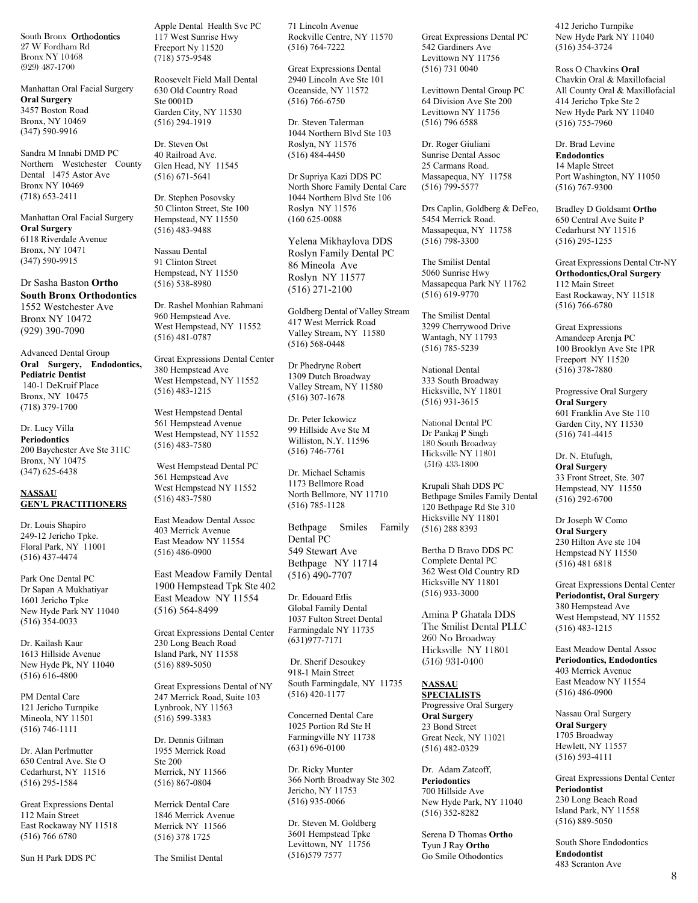South Bronx **Orthodontics**
27 W Fordham Rd
Bronx NY 10468
(929) 487-1700

Manhattan Oral Facial Surgery
**Oral Surgery**
3457 Boston Road
Bronx, NY 10469
(347) 590-9916

Sandra M Innabi DMD PC
Northern Westchester County Dental 1475 Astor Ave
Bronx NY 10469
(718) 653-2411

Manhattan Oral Facial Surgery
**Oral Surgery**
6118 Riverdale Avenue
Bronx, NY 10471
(347) 590-9915

Dr Sasha Baston **Ortho**
**South Bronx Orthodontics**
1552 Westchester Ave
Bronx NY 10472
(929) 390-7090

Advanced Dental Group
**Oral Surgery, Endodontics, Pediatric Dentist**
140-1 DeKruif Place
Bronx, NY 10475
(718) 379-1700

Dr. Lucy Villa
**Periodontics**
200 Baychester Ave Ste 311C
Bronx, NY 10475
(347) 625-6438

## NASSAU GEN'L PRACTITIONERS

Dr. Louis Shapiro
249-12 Jericho Tpke.
Floral Park, NY 11001
(516) 437-4474

Park One Dental PC
Dr Sapan A Mukhatiyar
1601 Jericho Tpke
New Hyde Park NY 11040
(516) 354-0033

Dr. Kailash Kaur
1613 Hillside Avenue
New Hyde Pk, NY 11040
(516) 616-4800

PM Dental Care
121 Jericho Turnpike
Mineola, NY 11501
(516) 746-1111

Dr. Alan Perlmutter
650 Central Ave. Ste O
Cedarhurst, NY 11516
(516) 295-1584

Great Expressions Dental
112 Main Street
East Rockaway NY 11518
(516) 766 6780

Sun H Park DDS PC

Apple Dental Health Svc PC
117 West Sunrise Hwy
Freeport Ny 11520
(718) 575-9548

Roosevelt Field Mall Dental
630 Old Country Road
Ste 0001D
Garden City, NY 11530
(516) 294-1919

Dr. Steven Ost
40 Railroad Ave.
Glen Head, NY 11545
(516) 671-5641

Dr. Stephen Posovsky
50 Clinton Street, Ste 100
Hempstead, NY 11550
(516) 483-9488

Nassau Dental
91 Clinton Street
Hempstead, NY 11550
(516) 538-8980

Dr. Rashel Monhian Rahmani
960 Hempstead Ave.
West Hempstead, NY 11552
(516) 481-0787

Great Expressions Dental Center
380 Hempstead Ave
West Hempstead, NY 11552
(516) 483-1215

West Hempstead Dental
561 Hempstead Avenue
West Hempstead, NY 11552
(516) 483-7580

West Hempstead Dental PC
561 Hempstead Ave
West Hempstead NY 11552
(516) 483-7580

East Meadow Dental Assoc
403 Merrick Avenue
East Meadow NY 11554
(516) 486-0900

East Meadow Family Dental
1900 Hempstead Tpk Ste 402
East Meadow NY 11554
(516) 564-8499

Great Expressions Dental Center
230 Long Beach Road
Island Park, NY 11558
(516) 889-5050

Great Expressions Dental of NY
247 Merrick Road, Suite 103
Lynbrook, NY 11563
(516) 599-3383

Dr. Dennis Gilman
1955 Merrick Road
Ste 200
Merrick, NY 11566
(516) 867-0804

Merrick Dental Care
1846 Merrick Avenue
Merrick NY 11566
(516) 378 1725

The Smilist Dental
71 Lincoln Avenue
Rockville Centre, NY 11570
(516) 764-7222

Great Expressions Dental
2940 Lincoln Ave Ste 101
Oceanside, NY 11572
(516) 766-6750

Dr. Steven Talerman
1044 Northern Blvd Ste 103
Roslyn, NY 11576
(516) 484-4450

Dr Supriya Kazi DDS PC
North Shore Family Dental Care
1044 Northern Blvd Ste 106
Roslyn NY 11576
(160 625-0088

Yelena Mikhaylova DDS
Roslyn Family Dental PC
86 Mineola Ave
Roslyn NY 11577
(516) 271-2100

Goldberg Dental of Valley Stream
417 West Merrick Road
Valley Stream, NY 11580
(516) 568-0448

Dr Phedryne Robert
1309 Dutch Broadway
Valley Stream, NY 11580
(516) 307-1678

Dr. Peter Ickowicz
99 Hillside Ave Ste M
Williston, N.Y. 11596
(516) 746-7761

Dr. Michael Schamis
1173 Bellmore Road
North Bellmore, NY 11710
(516) 785-1128

Bethpage Smiles Family Dental PC
549 Stewart Ave
Bethpage NY 11714
(516) 490-7707

Dr. Edouard Etlis
Global Family Dental
1037 Fulton Street Dental
Farmingdale NY 11735
(631)977-7171

Dr. Sherif Desoukey
918-1 Main Street
South Farmingdale, NY 11735
(516) 420-1177

Concerned Dental Care
1025 Portion Rd Ste H
Farmingville NY 11738
(631) 696-0100

Dr. Ricky Munter
366 North Broadway Ste 302
Jericho, NY 11753
(516) 935-0066

Dr. Steven M. Goldberg
3601 Hempstead Tpke
Levittown, NY 11756
(516)579 7577

Great Expressions Dental PC
542 Gardiners Ave
Levittown NY 11756
(516) 731 0040

Levittown Dental Group PC
64 Division Ave Ste 200
Levittown NY 11756
(516) 796 6588

Dr. Roger Giuliani
Sunrise Dental Assoc
25 Carmans Road.
Massapequa, NY 11758
(516) 799-5577

Drs Caplin, Goldberg & DeFeo,
5454 Merrick Road.
Massapequa, NY 11758
(516) 798-3300

The Smilist Dental
5060 Sunrise Hwy
Massapequa Park NY 11762
(516) 619-9770

The Smilist Dental
3299 Cherrywood Drive
Wantagh, NY 11793
(516) 785-5239

National Dental
333 South Broadway
Hicksville, NY 11801
(516) 931-3615

National Dental PC
Dr Pankaj P Singh
180 South Broadway
Hicksville NY 11801
(516) 433-1800

Krupali Shah DDS PC
Bethpage Smiles Family Dental
120 Bethpage Rd Ste 310
Hicksville NY 11801
(516) 288 8393

Bertha D Bravo DDS PC
Complete Dental PC
362 West Old Country RD
Hicksville NY 11801
(516) 933-3000

Amina P Ghatala DDS
The Smilist Dental PLLC
260 No Broadway
Hicksville NY 11801
(516) 931-0400

## NASSAU SPECIALISTS

Progressive Oral Surgery
**Oral Surgery**
23 Bond Street
Great Neck, NY 11021
(516) 482-0329

Dr. Adam Zatcoff,
**Periodontics**
700 Hillside Ave
New Hyde Park, NY 11040
(516) 352-8282

Serena D Thomas **Ortho**
Tyun J Ray **Ortho**
Go Smile Othodontics
412 Jericho Turnpike
New Hyde Park NY 11040
(516) 354-3724

Ross O Chavkins **Oral**
Chavkin Oral & Maxillofacial
All County Oral & Maxillofacial
414 Jericho Tpke Ste 2
New Hyde Park NY 11040
(516) 755-7960

Dr. Brad Levine
**Endodontics**
14 Maple Street
Port Washington, NY 11050
(516) 767-9300

Bradley D Goldsamt **Ortho**
650 Central Ave Suite P
Cedarhurst NY 11516
(516) 295-1255

Great Expressions Dental Ctr-NY
**Orthodontics,Oral Surgery**
112 Main Street
East Rockaway, NY 11518
(516) 766-6780

Great Expressions
Amandeep Arenja PC
100 Brooklyn Ave Ste 1PR
Freeport NY 11520
(516) 378-7880

Progressive Oral Surgery
**Oral Surgery**
601 Franklin Ave Ste 110
Garden City, NY 11530
(516) 741-4415

Dr. N. Etufugh,
**Oral Surgery**
33 Front Street, Ste. 307
Hempstead, NY 11550
(516) 292-6700

Dr Joseph W Como
**Oral Surgery**
230 Hilton Ave ste 104
Hempstead NY 11550
(516) 481 6818

Great Expressions Dental Center
**Periodontist, Oral Surgery**
380 Hempstead Ave
West Hempstead, NY 11552
(516) 483-1215

East Meadow Dental Assoc
**Periodontics, Endodontics**
403 Merrick Avenue
East Meadow NY 11554
(516) 486-0900

Nassau Oral Surgery
**Oral Surgery**
1705 Broadway
Hewlett, NY 11557
(516) 593-4111

Great Expressions Dental Center
**Periodontist**
230 Long Beach Road
Island Park, NY 11558
(516) 889-5050

South Shore Endodontics
**Endodontist**
483 Scranton Ave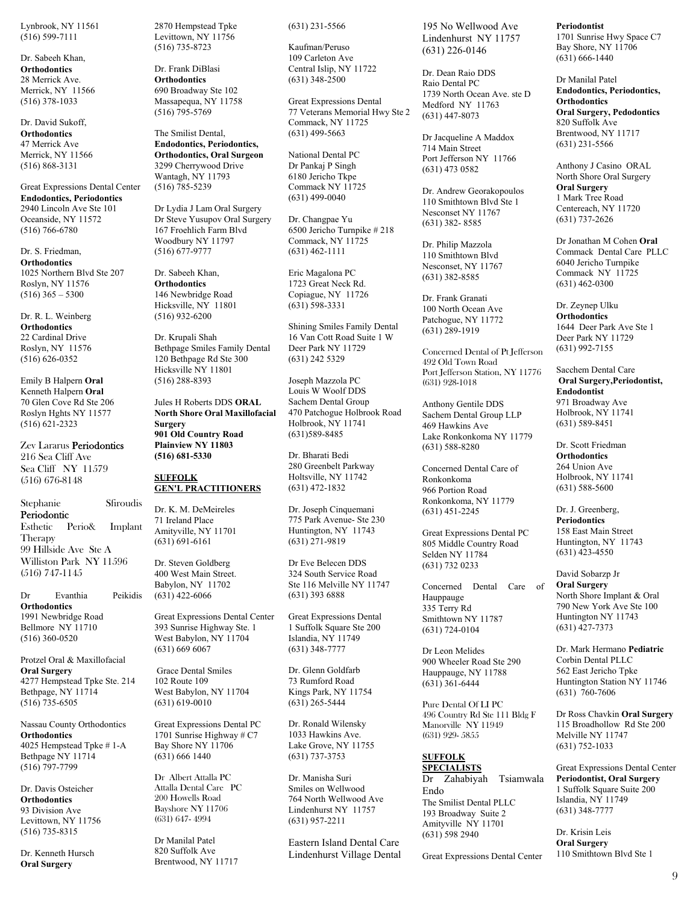Lynbrook, NY 11561
(516) 599-7111

Dr. Sabeeh Khan,
**Orthodontics**
28 Merrick Ave.
Merrick, NY 11566
(516) 378-1033

Dr. David Sukoff,
**Orthodontics**
47 Merrick Ave
Merrick, NY 11566
(516) 868-3131

Great Expressions Dental Center
**Endodontics, Periodontics**
2940 Lincoln Ave Ste 101
Oceanside, NY 11572
(516) 766-6780

Dr. S. Friedman,
**Orthodontics**
1025 Northern Blvd Ste 207
Roslyn, NY 11576
(516) 365 – 5300

Dr. R. L. Weinberg
**Orthodontics**
22 Cardinal Drive
Roslyn, NY 11576
(516) 626-0352

Emily B Halpern **Oral**
Kenneth Halpern **Oral**
70 Glen Cove Rd Ste 206
Roslyn Hghts NY 11577
(516) 621-2323

Zev Lararus **Periodontics**
216 Sea Cliff Ave
Sea Cliff NY 11579
(516) 676-8148

Stephanie Sfiroudis
**Periodontic**
Esthetic Perio& Implant Therapy
99 Hillside Ave Ste A
Williston Park NY 11596
(516) 747-1145

Dr Evanthia Peikidis
**Orthodontics**
1991 Newbridge Road
Bellmore NY 11710
(516) 360-0520

Protzel Oral & Maxillofacial
**Oral Surgery**
4277 Hempstead Tpke Ste. 214
Bethpage, NY 11714
(516) 735-6505

Nassau County Orthodontics
**Orthodontics**
4025 Hempstead Tpke # 1-A
Bethpage NY 11714
(516) 797-7799

Dr. Davis Osteicher
**Orthodontics**
93 Division Ave
Levittown, NY 11756
(516) 735-8315

Dr. Kenneth Hursch
**Oral Surgery**
2870 Hempstead Tpke
Levittown, NY 11756
(516) 735-8723

Dr. Frank DiBlasi
**Orthodontics**
690 Broadway Ste 102
Massapequa, NY 11758
(516) 795-5769

The Smilist Dental,
**Endodontics, Periodontics, Orthodontics, Oral Surgeon**
3299 Cherrywood Drive
Wantagh, NY 11793
(516) 785-5239

Dr Lydia J Lam Oral Surgery
Dr Steve Yusupov Oral Surgery
167 Froehlich Farm Blvd
Woodbury NY 11797
(516) 677-9777

Dr. Sabeeh Khan,
**Orthodontics**
146 Newbridge Road
Hicksville, NY 11801
(516) 932-6200

Dr. Krupali Shah
Bethpage Smiles Family Dental
120 Bethpage Rd Ste 300
Hicksville NY 11801
(516) 288-8393

Jules H Roberts DDS **ORAL**
**North Shore Oral Maxillofacial Surgery**
**901 Old Country Road**
**Plainview NY 11803**
**(516) 681-5330**

## SUFFOLK GEN'L PRACTITIONERS

Dr. K. M. DeMeireles
71 Ireland Place
Amityville, NY 11701
(631) 691-6161

Dr. Steven Goldberg
400 West Main Street.
Babylon, NY 11702
(631) 422-6066

Great Expressions Dental Center
393 Sunrise Highway Ste. 1
West Babylon, NY 11704
(631) 669 6067

Grace Dental Smiles
102 Route 109
West Babylon, NY 11704
(631) 619-0010

Great Expressions Dental PC
1701 Sunrise Highway # C7
Bay Shore NY 11706
(631) 666 1440

Dr Albert Attalla PC
Attalla Dental Care PC
200 Howells Road
Bayshore NY 11706
(631) 647- 4994

Dr Manilal Patel
820 Suffolk Ave
Brentwood, NY 11717
(631) 231-5566

Kaufman/Peruso
109 Carleton Ave
Central Islip, NY 11722
(631) 348-2500

Great Expressions Dental
77 Veterans Memorial Hwy Ste 2
Commack, NY 11725
(631) 499-5663

National Dental PC
Dr Pankaj P Singh
6180 Jericho Tkpe
Commack NY 11725
(631) 499-0040

Dr. Changpae Yu
6500 Jericho Turnpike # 218
Commack, NY 11725
(631) 462-1111

Eric Magalona PC
1723 Great Neck Rd.
Copiague, NY 11726
(631) 598-3331

Shining Smiles Family Dental
16 Van Cott Road Suite 1 W
Deer Park NY 11729
(631) 242 5329

Joseph Mazzola PC
Louis W Woolf DDS
Sachem Dental Group
470 Patchogue Holbrook Road
Holbrook, NY 11741
(631)589-8485

Dr. Bharati Bedi
280 Greenbelt Parkway
Holtsville, NY 11742
(631) 472-1832

Dr. Joseph Cinquemani
775 Park Avenue- Ste 230
Huntington, NY 11743
(631) 271-9819

Dr Eve Belecen DDS
324 South Service Road
Ste 116 Melville NY 11747
(631) 393 6888

Great Expressions Dental
1 Suffolk Square Ste 200
Islandia, NY 11749
(631) 348-7777

Dr. Glenn Goldfarb
73 Rumford Road
Kings Park, NY 11754
(631) 265-5444

Dr. Ronald Wilensky
1033 Hawkins Ave.
Lake Grove, NY 11755
(631) 737-3753

Dr. Manisha Suri
Smiles on Wellwood
764 North Wellwood Ave
Lindenhurst NY 11757
(631) 957-2211

Eastern Island Dental Care
Lindenhurst Village Dental
195 No Wellwood Ave
Lindenhurst NY 11757
(631) 226-0146

Dr. Dean Raio DDS
Raio Dental PC
1739 North Ocean Ave. ste D
Medford NY 11763
(631) 447-8073

Dr Jacqueline A Maddox
714 Main Street
Port Jefferson NY 11766
(631) 473 0582

Dr. Andrew Georakopoulos
110 Smithtown Blvd Ste 1
Nesconset NY 11767
(631) 382- 8585

Dr. Philip Mazzola
110 Smithtown Blvd
Nesconset, NY 11767
(631) 382-8585

Dr. Frank Granati
100 North Ocean Ave
Patchogue, NY 11772
(631) 289-1919

Concerned Dental of Pt Jefferson
492 Old Town Road
Port Jefferson Station, NY 11776
(631) 928-1018

Anthony Gentile DDS
Sachem Dental Group LLP
469 Hawkins Ave
Lake Ronkonkoma NY 11779
(631) 588-8280

Concerned Dental Care of Ronkonkoma
966 Portion Road
Ronkonkoma, NY 11779
(631) 451-2245

Great Expressions Dental PC
805 Middle Country Road
Selden NY 11784
(631) 732 0233

Concerned Dental Care of Hauppauge
335 Terry Rd
Smithtown NY 11787
(631) 724-0104

Dr Leon Melides
900 Wheeler Road Ste 290
Hauppauge, NY 11788
(631) 361-6444

Pure Dental Of LI PC
496 Country Rd Ste 111 Bldg F
Manorville NY 11949
(631) 929- 5855

## SUFFOLK SPECIALISTS

Dr Zahabiyah Tsiamwala
Endo
The Smilist Dental PLLC
193 Broadway Suite 2
Amityville NY 11701
(631) 598 2940

Great Expressions Dental Center
**Periodontist**
1701 Sunrise Hwy Space C7
Bay Shore, NY 11706
(631) 666-1440

Dr Manilal Patel
**Endodontics, Periodontics, Orthodontics**
**Oral Surgery, Pedodontics**
820 Suffolk Ave
Brentwood, NY 11717
(631) 231-5566

Anthony J Casino ORAL
North Shore Oral Surgery
**Oral Surgery**
1 Mark Tree Road
Centereach, NY 11720
(631) 737-2626

Dr Jonathan M Cohen **Oral**
Commack Dental Care PLLC
6040 Jericho Turnpike
Commack NY 11725
(631) 462-0300

Dr. Zeynep Ulku
**Orthodontics**
1644 Deer Park Ave Ste 1
Deer Park NY 11729
(631) 992-7155

Sacchem Dental Care
**Oral Surgery,Periodontist, Endodontist**
971 Broadway Ave
Holbrook, NY 11741
(631) 589-8451

Dr. Scott Friedman
**Orthodontics**
264 Union Ave
Holbrook, NY 11741
(631) 588-5600

Dr. J. Greenberg,
**Periodontics**
158 East Main Street
Huntington, NY 11743
(631) 423-4550

David Sobarzp Jr
**Oral Surgery**
North Shore Implant & Oral
790 New York Ave Ste 100
Huntington NY 11743
(631) 427-7373

Dr. Mark Hermano **Pediatric**
Corbin Dental PLLC
562 East Jericho Tpke
Huntington Station NY 11746
(631) 760-7606

Dr Ross Chavkin **Oral Surgery**
115 Broadhollow Rd Ste 200
Melville NY 11747
(631) 752-1033

Great Expressions Dental Center
**Periodontist, Oral Surgery**
1 Suffolk Square Suite 200
Islandia, NY 11749
(631) 348-7777

Dr. Krisin Leis
**Oral Surgery**
110 Smithtown Blvd Ste 1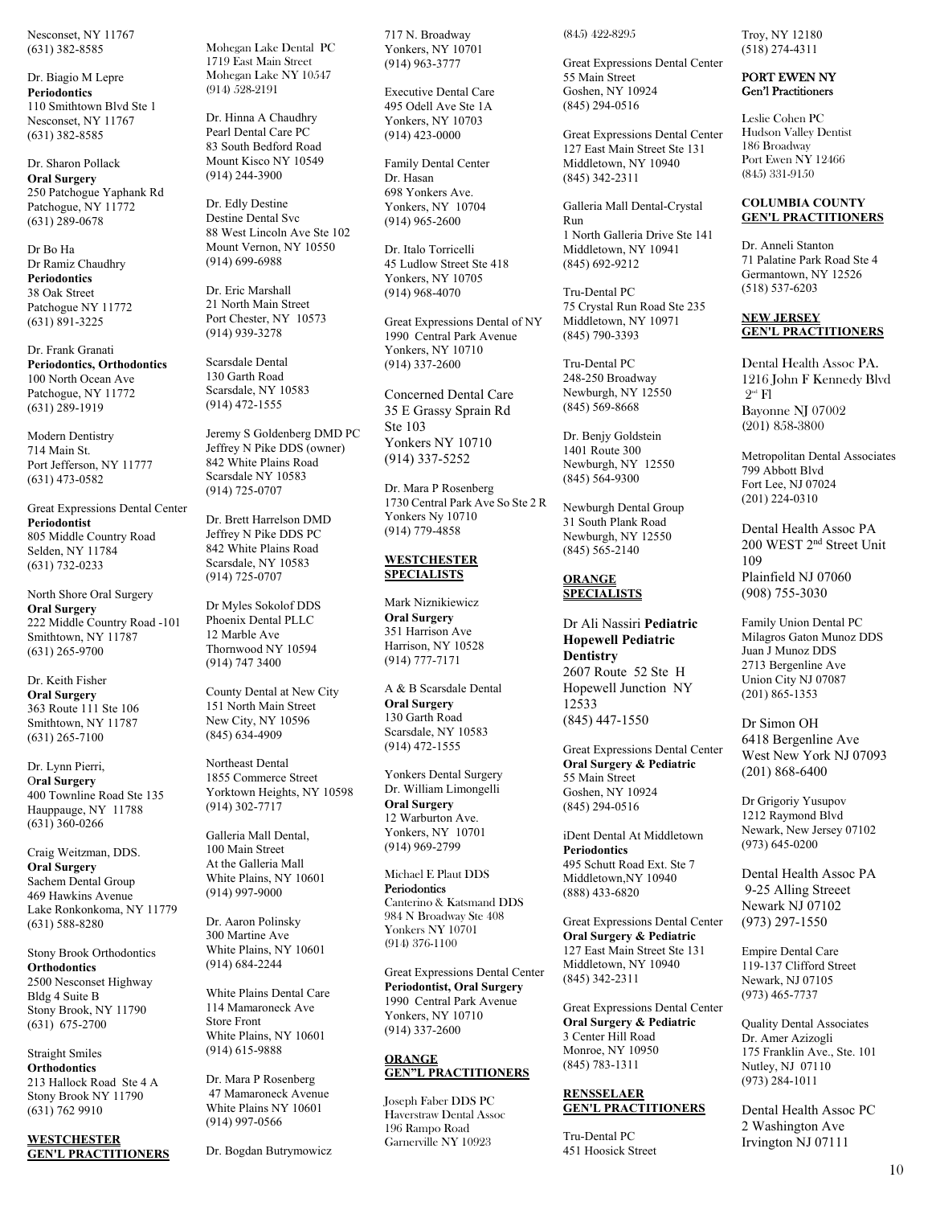Nesconset, NY 11767
(631) 382-8585

Dr. Biagio M Lepre
**Periodontics**
110 Smithtown Blvd Ste 1
Nesconset, NY 11767
(631) 382-8585

Dr. Sharon Pollack
**Oral Surgery**
250 Patchogue Yaphank Rd
Patchogue, NY 11772
(631) 289-0678

Dr Bo Ha
Dr Ramiz Chaudhry
**Periodontics**
38 Oak Street
Patchogue NY 11772
(631) 891-3225

Dr. Frank Granati
**Periodontics, Orthodontics**
100 North Ocean Ave
Patchogue, NY 11772
(631) 289-1919

Modern Dentistry
714 Main St.
Port Jefferson, NY 11777
(631) 473-0582

Great Expressions Dental Center
**Periodontist**
805 Middle Country Road
Selden, NY 11784
(631) 732-0233

North Shore Oral Surgery
**Oral Surgery**
222 Middle Country Road -101
Smithtown, NY 11787
(631) 265-9700

Dr. Keith Fisher
**Oral Surgery**
363 Route 111 Ste 106
Smithtown, NY 11787
(631) 265-7100

Dr. Lynn Pierri,
**Oral Surgery**
400 Townline Road Ste 135
Hauppauge, NY 11788
(631) 360-0266

Craig Weitzman, DDS.
**Oral Surgery**
Sachem Dental Group
469 Hawkins Avenue
Lake Ronkonkoma, NY 11779
(631) 588-8280

Stony Brook Orthodontics
**Orthodontics**
2500 Nesconset Highway
Bldg 4 Suite B
Stony Brook, NY 11790
(631) 675-2700

Straight Smiles
**Orthodontics**
213 Hallock Road Ste 4 A
Stony Brook NY 11790
(631) 762 9910

## WESTCHESTER GEN'L PRACTITIONERS

Mohegan Lake Dental PC
1719 East Main Street
Mohegan Lake NY 10547
(914) 528-2191

Dr. Hinna A Chaudhry
Pearl Dental Care PC
83 South Bedford Road
Mount Kisco NY 10549
(914) 244-3900

Dr. Edly Destine
Destine Dental Svc
88 West Lincoln Ave Ste 102
Mount Vernon, NY 10550
(914) 699-6988

Dr. Eric Marshall
21 North Main Street
Port Chester, NY 10573
(914) 939-3278

Scarsdale Dental
130 Garth Road
Scarsdale, NY 10583
(914) 472-1555

Jeremy S Goldenberg DMD PC
Jeffrey N Pike DDS (owner)
842 White Plains Road
Scarsdale NY 10583
(914) 725-0707

Dr. Brett Harrelson DMD
Jeffrey N Pike DDS PC
842 White Plains Road
Scarsdale, NY 10583
(914) 725-0707

Dr Myles Sokolof DDS
Phoenix Dental PLLC
12 Marble Ave
Thornwood NY 10594
(914) 747 3400

County Dental at New City
151 North Main Street
New City, NY 10596
(845) 634-4909

Northeast Dental
1855 Commerce Street
Yorktown Heights, NY 10598
(914) 302-7717

Galleria Mall Dental,
100 Main Street
At the Galleria Mall
White Plains, NY 10601
(914) 997-9000

Dr. Aaron Polinsky
300 Martine Ave
White Plains, NY 10601
(914) 684-2244

White Plains Dental Care
114 Mamaroneck Ave
Store Front
White Plains, NY 10601
(914) 615-9888

Dr. Mara P Rosenberg
47 Mamaroneck Avenue
White Plains NY 10601
(914) 997-0566

Dr. Bogdan Butrymowicz
717 N. Broadway
Yonkers, NY 10701
(914) 963-3777

Executive Dental Care
495 Odell Ave Ste 1A
Yonkers, NY 10703
(914) 423-0000

Family Dental Center
Dr. Hasan
698 Yonkers Ave.
Yonkers, NY 10704
(914) 965-2600

Dr. Italo Torricelli
45 Ludlow Street Ste 418
Yonkers, NY 10705
(914) 968-4070

Great Expressions Dental of NY
1990 Central Park Avenue
Yonkers, NY 10710
(914) 337-2600

Concerned Dental Care
35 E Grassy Sprain Rd
Ste 103
Yonkers NY 10710
(914) 337-5252

Dr. Mara P Rosenberg
1730 Central Park Ave So Ste 2 R
Yonkers Ny 10710
(914) 779-4858

## WESTCHESTER SPECIALISTS

Mark Niznikiewicz
**Oral Surgery**
351 Harrison Ave
Harrison, NY 10528
(914) 777-7171

A & B Scarsdale Dental
**Oral Surgery**
130 Garth Road
Scarsdale, NY 10583
(914) 472-1555

Yonkers Dental Surgery
Dr. William Limongelli
**Oral Surgery**
12 Warburton Ave.
Yonkers, NY 10701
(914) 969-2799

Michael E Plaut DDS
**Periodontics**
Canterino & Katsmand DDS
984 N Broadway Ste 408
Yonkers NY 10701
(914) 376-1100

Great Expressions Dental Center
**Periodontist, Oral Surgery**
1990 Central Park Avenue
Yonkers, NY 10710
(914) 337-2600

## ORANGE GEN"L PRACTITIONERS

Joseph Faber DDS PC
Haverstraw Dental Assoc
196 Rampo Road
Garnerville NY 10923
(845) 422-8295

Great Expressions Dental Center
55 Main Street
Goshen, NY 10924
(845) 294-0516

Great Expressions Dental Center
127 East Main Street Ste 131
Middletown, NY 10940
(845) 342-2311

Galleria Mall Dental-Crystal Run
1 North Galleria Drive Ste 141
Middletown, NY 10941
(845) 692-9212

Tru-Dental PC
75 Crystal Run Road Ste 235
Middletown, NY 10971
(845) 790-3393

Tru-Dental PC
248-250 Broadway
Newburgh, NY 12550
(845) 569-8668

Dr. Benjy Goldstein
1401 Route 300
Newburgh, NY 12550
(845) 564-9300

Newburgh Dental Group
31 South Plank Road
Newburgh, NY 12550
(845) 565-2140

## ORANGE SPECIALISTS

Dr Ali Nassiri **Pediatric**
**Hopewell Pediatric Dentistry**
2607 Route 52 Ste H
Hopewell Junction NY 12533
(845) 447-1550

Great Expressions Dental Center
**Oral Surgery & Pediatric**
55 Main Street
Goshen, NY 10924
(845) 294-0516

iDent Dental At Middletown
**Periodontics**
495 Schutt Road Ext. Ste 7
Middletown,NY 10940
(888) 433-6820

Great Expressions Dental Center
**Oral Surgery & Pediatric**
127 East Main Street Ste 131
Middletown, NY 10940
(845) 342-2311

Great Expressions Dental Center
**Oral Surgery & Pediatric**
3 Center Hill Road
Monroe, NY 10950
(845) 783-1311

## RENSSELAER GEN'L PRACTITIONERS

Tru-Dental PC
451 Hoosick Street
Troy, NY 12180
(518) 274-4311

## PORT EWEN NY Gen'l Practitioners

Leslie Cohen PC
Hudson Valley Dentist
186 Broadway
Port Ewen NY 12466
(845) 331-9150

## COLUMBIA COUNTY GEN'L PRACTITIONERS

Dr. Anneli Stanton
71 Palatine Park Road Ste 4
Germantown, NY 12526
(518) 537-6203

## NEW JERSEY GEN'L PRACTITIONERS

Dental Health Assoc PA.
1216 John F Kennedy Blvd
2nd Fl
Bayonne NJ 07002
(201) 858-3800

Metropolitan Dental Associates
799 Abbott Blvd
Fort Lee, NJ 07024
(201) 224-0310

Dental Health Assoc PA
200 WEST 2nd Street Unit 109
Plainfield NJ 07060
(908) 755-3030

Family Union Dental PC
Milagros Gaton Munoz DDS
Juan J Munoz DDS
2713 Bergenline Ave
Union City NJ 07087
(201) 865-1353

Dr Simon OH
6418 Bergenline Ave
West New York NJ 07093
(201) 868-6400

Dr Grigoriy Yusupov
1212 Raymond Blvd
Newark, New Jersey 07102
(973) 645-0200

Dental Health Assoc PA
9-25 Alling Streeet
Newark NJ 07102
(973) 297-1550

Empire Dental Care
119-137 Clifford Street
Newark, NJ 07105
(973) 465-7737

Quality Dental Associates
Dr. Amer Azizogli
175 Franklin Ave., Ste. 101
Nutley, NJ 07110
(973) 284-1011

Dental Health Assoc PC
2 Washington Ave
Irvington NJ 07111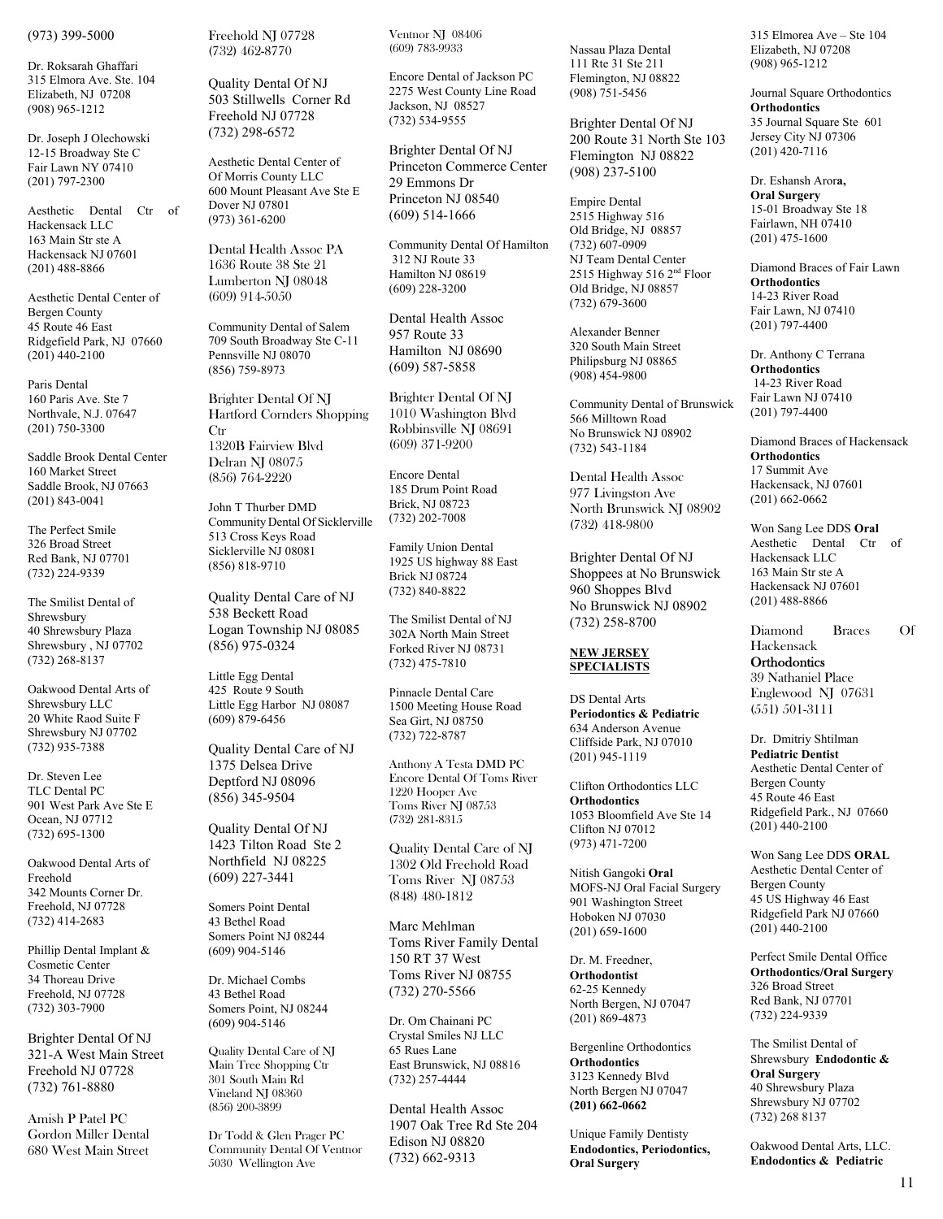(973) 399-5000

Dr. Roksarah Ghaffari
315 Elmora Ave. Ste. 104
Elizabeth, NJ 07208
(908) 965-1212

Dr. Joseph J Olechowski
12-15 Broadway Ste C
Fair Lawn NY 07410
(201) 797-2300

Aesthetic Dental Ctr of Hackensack LLC
163 Main Str ste A
Hackensack NJ 07601
(201) 488-8866

Aesthetic Dental Center of Bergen County
45 Route 46 East
Ridgefield Park, NJ 07660
(201) 440-2100

Paris Dental
160 Paris Ave. Ste 7
Northvale, N.J. 07647
(201) 750-3300

Saddle Brook Dental Center
160 Market Street
Saddle Brook, NJ 07663
(201) 843-0041

The Perfect Smile
326 Broad Street
Red Bank, NJ 07701
(732) 224-9339

The Smilist Dental of Shrewsbury
40 Shrewsbury Plaza
Shrewsbury , NJ 07702
(732) 268-8137

Oakwood Dental Arts of Shrewsbury LLC
20 White Raod Suite F
Shrewsbury NJ 07702
(732) 935-7388

Dr. Steven Lee
TLC Dental PC
901 West Park Ave Ste E
Ocean, NJ 07712
(732) 695-1300

Oakwood Dental Arts of Freehold
342 Mounts Corner Dr.
Freehold, NJ 07728
(732) 414-2683

Phillip Dental Implant & Cosmetic Center
34 Thoreau Drive
Freehold, NJ 07728
(732) 303-7900

Brighter Dental Of NJ
321-A West Main Street
Freehold NJ 07728
(732) 761-8880

Amish P Patel PC
Gordon Miller Dental
680 West Main Street
Freehold NJ 07728
(732) 462-8770

Quality Dental Of NJ
503 Stillwells Corner Rd
Freehold NJ 07728
(732) 298-6572

Aesthetic Dental Center of
Of Morris County LLC
600 Mount Pleasant Ave Ste E
Dover NJ 07801
(973) 361-6200

Dental Health Assoc PA
1636 Route 38 Ste 21
Lumberton NJ 08048
(609) 914-5050

Community Dental of Salem
709 South Broadway Ste C-11
Pennsville NJ 08070
(856) 759-8973

Brighter Dental Of NJ
Hartford Cornders Shopping Ctr
1320B Fairview Blvd
Delran NJ 08075
(856) 764-2220

John T Thurber DMD
Community Dental Of Sicklerville
513 Cross Keys Road
Sicklerville NJ 08081
(856) 818-9710

Quality Dental Care of NJ
538 Beckett Road
Logan Township NJ 08085
(856) 975-0324

Little Egg Dental
425 Route 9 South
Little Egg Harbor NJ 08087
(609) 879-6456

Quality Dental Care of NJ
1375 Delsea Drive
Deptford NJ 08096
(856) 345-9504

Quality Dental Of NJ
1423 Tilton Road Ste 2
Northfield NJ 08225
(609) 227-3441

Somers Point Dental
43 Bethel Road
Somers Point NJ 08244
(609) 904-5146

Dr. Michael Combs
43 Bethel Road
Somers Point, NJ 08244
(609) 904-5146

Quality Dental Care of NJ
Main Tree Shopping Ctr
301 South Main Rd
Vineland NJ 08360
(856) 200-3899

Dr Todd & Glen Prager PC
Community Dental Of Ventnor
5030 Wellington Ave
Ventnor NJ 08406
(609) 783-9933

Encore Dental of Jackson PC
2275 West County Line Road
Jackson, NJ 08527
(732) 534-9555

Brighter Dental Of NJ
Princeton Commerce Center
29 Emmons Dr
Princeton NJ 08540
(609) 514-1666

Community Dental Of Hamilton
312 NJ Route 33
Hamilton NJ 08619
(609) 228-3200

Dental Health Assoc
957 Route 33
Hamilton NJ 08690
(609) 587-5858

Brighter Dental Of NJ
1010 Washington Blvd
Robbinsville NJ 08691
(609) 371-9200

Encore Dental
185 Drum Point Road
Brick, NJ 08723
(732) 202-7008

Family Union Dental
1925 US highway 88 East
Brick NJ 08724
(732) 840-8822

The Smilist Dental of NJ
302A North Main Street
Forked River NJ 08731
(732) 475-7810

Pinnacle Dental Care
1500 Meeting House Road
Sea Girt, NJ 08750
(732) 722-8787

Anthony A Testa DMD PC
Encore Dental Of Toms River
1220 Hooper Ave
Toms River NJ 08753
(732) 281-8315

Quality Dental Care of NJ
1302 Old Freehold Road
Toms River NJ 08753
(848) 480-1812

Marc Mehlman
Toms River Family Dental
150 RT 37 West
Toms River NJ 08755
(732) 270-5566

Dr. Om Chainani PC
Crystal Smiles NJ LLC
65 Rues Lane
East Brunswick, NJ 08816
(732) 257-4444

Dental Health Assoc
1907 Oak Tree Rd Ste 204
Edison NJ 08820
(732) 662-9313

Nassau Plaza Dental
111 Rte 31 Ste 211
Flemington, NJ 08822
(908) 751-5456

Brighter Dental Of NJ
200 Route 31 North Ste 103
Flemington NJ 08822
(908) 237-5100

Empire Dental
2515 Highway 516
Old Bridge, NJ 08857
(732) 607-0909
NJ Team Dental Center
2515 Highway 516 2nd Floor
Old Bridge, NJ 08857
(732) 679-3600

Alexander Benner
320 South Main Street
Philipsburg NJ 08865
(908) 454-9800

Community Dental of Brunswick
566 Milltown Road
No Brunswick NJ 08902
(732) 543-1184

Dental Health Assoc
977 Livingston Ave
North Brunswick NJ 08902
(732) 418-9800

Brighter Dental Of NJ
Shoppees at No Brunswick
960 Shoppes Blvd
No Brunswick NJ 08902
(732) 258-8700

## NEW JERSEY SPECIALISTS

DS Dental Arts
**Periodontics & Pediatric**
634 Anderson Avenue
Cliffside Park, NJ 07010
(201) 945-1119

Clifton Orthodontics LLC
**Orthodontics**
1053 Bloomfield Ave Ste 14
Clifton NJ 07012
(973) 471-7200

Nitish Gangoki **Oral**
MOFS-NJ Oral Facial Surgery
901 Washington Street
Hoboken NJ 07030
(201) 659-1600

Dr. M. Freedner,
**Orthodontist**
62-25 Kennedy
North Bergen, NJ 07047
(201) 869-4873

Bergenline Orthodontics
**Orthodontics**
3123 Kennedy Blvd
North Bergen NJ 07047
**(201) 662-0662**

Unique Family Dentisty
**Endodontics, Periodontics, Oral Surgery**
315 Elmorea Ave – Ste 104
Elizabeth, NJ 07208
(908) 965-1212

Journal Square Orthodontics
**Orthodontics**
35 Journal Square Ste 601
Jersey City NJ 07306
(201) 420-7116

Dr. Eshansh Arora,
**Oral Surgery**
15-01 Broadway Ste 18
Fairlawn, NH 07410
(201) 475-1600

Diamond Braces of Fair Lawn
**Orthodontics**
14-23 River Road
Fair Lawn, NJ 07410
(201) 797-4400

Dr. Anthony C Terrana
**Orthodontics**
14-23 River Road
Fair Lawn NJ 07410
(201) 797-4400

Diamond Braces of Hackensack
**Orthodontics**
17 Summit Ave
Hackensack, NJ 07601
(201) 662-0662

Won Sang Lee DDS **Oral**
Aesthetic Dental Ctr of Hackensack LLC
163 Main Str ste A
Hackensack NJ 07601
(201) 488-8866

Diamond Braces Of Hackensack
**Orthodontics**
39 Nathaniel Place
Englewood NJ 07631
(551) 501-3111

Dr. Dmitriy Shtilman
**Pediatric Dentist**
Aesthetic Dental Center of Bergen County
45 Route 46 East
Ridgefield Park., NJ 07660
(201) 440-2100

Won Sang Lee DDS **ORAL**
Aesthetic Dental Center of Bergen County
45 US Highway 46 East
Ridgefield Park NJ 07660
(201) 440-2100

Perfect Smile Dental Office
**Orthodontics/Oral Surgery**
326 Broad Street
Red Bank, NJ 07701
(732) 224-9339

The Smilist Dental of Shrewsbury **Endodontic & Oral Surgery**
40 Shrewsbury Plaza
Shrewsbury NJ 07702
(732) 268 8137

Oakwood Dental Arts, LLC.
**Endodontics & Pediatric**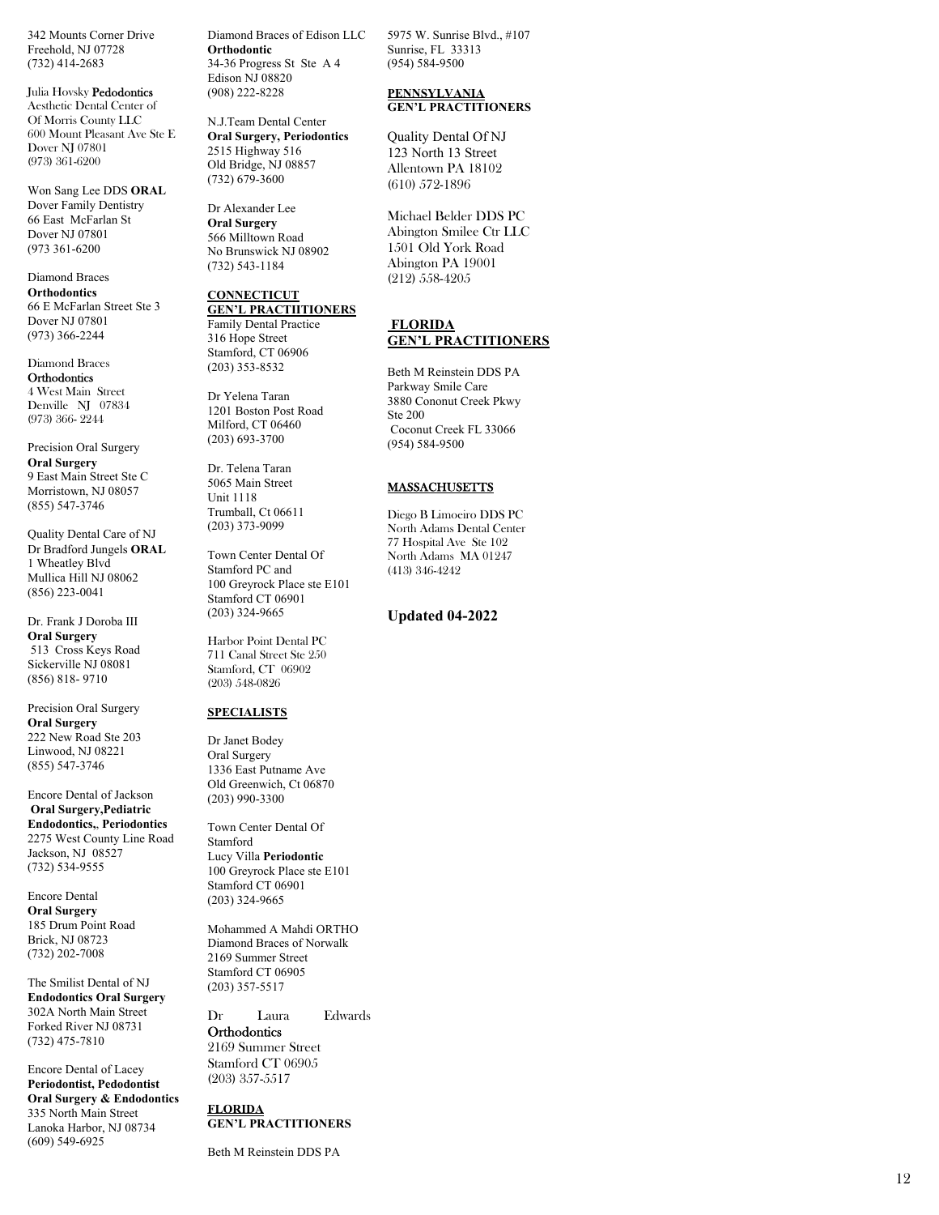342 Mounts Corner Drive
Freehold, NJ 07728
(732) 414-2683

Julia Hovsky **Pedodontics**
Aesthetic Dental Center of
Of Morris County LLC
600 Mount Pleasant Ave Ste E
Dover NJ 07801
(973) 361-6200

Won Sang Lee DDS **ORAL**
Dover Family Dentistry
66 East McFarlan St
Dover NJ 07801
(973 361-6200

Diamond Braces
**Orthodontics**
66 E McFarlan Street Ste 3
Dover NJ 07801
(973) 366-2244

Diamond Braces
**Orthodontics**
4 West Main Street
Denville NJ 07834
(973) 366- 2244

Precision Oral Surgery
**Oral Surgery**
9 East Main Street Ste C
Morristown, NJ 08057
(855) 547-3746

Quality Dental Care of NJ
Dr Bradford Jungels **ORAL**
1 Wheatley Blvd
Mullica Hill NJ 08062
(856) 223-0041

Dr. Frank J Doroba III
**Oral Surgery**
513 Cross Keys Road
Sickerville NJ 08081
(856) 818- 9710

Precision Oral Surgery
**Oral Surgery**
222 New Road Ste 203
Linwood, NJ 08221
(855) 547-3746

Encore Dental of Jackson
**Oral Surgery,Pediatric Endodontics,, Periodontics**
2275 West County Line Road
Jackson, NJ 08527
(732) 534-9555

Encore Dental
**Oral Surgery**
185 Drum Point Road
Brick, NJ 08723
(732) 202-7008

The Smilist Dental of NJ
**Endodontics Oral Surgery**
302A North Main Street
Forked River NJ 08731
(732) 475-7810

Encore Dental of Lacey
**Periodontist, Pedodontist**
**Oral Surgery & Endodontics**
335 North Main Street
Lanoka Harbor, NJ 08734
(609) 549-6925

Diamond Braces of Edison LLC
**Orthodontic**
34-36 Progress St Ste A 4
Edison NJ 08820
(908) 222-8228

N.J.Team Dental Center
**Oral Surgery, Periodontics**
2515 Highway 516
Old Bridge, NJ 08857
(732) 679-3600

Dr Alexander Lee
**Oral Surgery**
566 Milltown Road
No Brunswick NJ 08902
(732) 543-1184

**CONNECTICUT**
**GEN'L PRACTIITIONERS**

Family Dental Practice
316 Hope Street
Stamford, CT 06906
(203) 353-8532

Dr Yelena Taran
1201 Boston Post Road
Milford, CT 06460
(203) 693-3700

Dr. Telena Taran
5065 Main Street
Unit 1118
Trumball, Ct 06611
(203) 373-9099

Town Center Dental Of
Stamford PC and
100 Greyrock Place ste E101
Stamford CT 06901
(203) 324-9665

Harbor Point Dental PC
711 Canal Street Ste 250
Stamford, CT 06902
(203) 548-0826

**SPECIALISTS**

Dr Janet Bodey
Oral Surgery
1336 East Putname Ave
Old Greenwich, Ct 06870
(203) 990-3300

Town Center Dental Of
Stamford
Lucy Villa **Periodontic**
100 Greyrock Place ste E101
Stamford CT 06901
(203) 324-9665

Mohammed A Mahdi ORTHO
Diamond Braces of Norwalk
2169 Summer Street
Stamford CT 06905
(203) 357-5517

Dr Laura Edwards
**Orthodontics**
2169 Summer Street
Stamford CT 06905
(203) 357-5517

**FLORIDA**
**GEN'L PRACTITIONERS**

Beth M Reinstein DDS PA
5975 W. Sunrise Blvd., #107
Sunrise, FL 33313
(954) 584-9500

**PENNSYLVANIA**
**GEN'L PRACTITIONERS**

Quality Dental Of NJ
123 North 13 Street
Allentown PA 18102
(610) 572-1896

Michael Belder DDS PC
Abington Smilee Ctr LLC
1501 Old York Road
Abington PA 19001
(212) 558-4205

**FLORIDA**
**GEN'L PRACTITIONERS**

Beth M Reinstein DDS PA
Parkway Smile Care
3880 Cononut Creek Pkwy
Ste 200
Coconut Creek FL 33066
(954) 584-9500

**MASSACHUSETTS**

Diego B Limoeiro DDS PC
North Adams Dental Center
77 Hospital Ave Ste 102
North Adams MA 01247
(413) 346-4242

**Updated 04-2022**